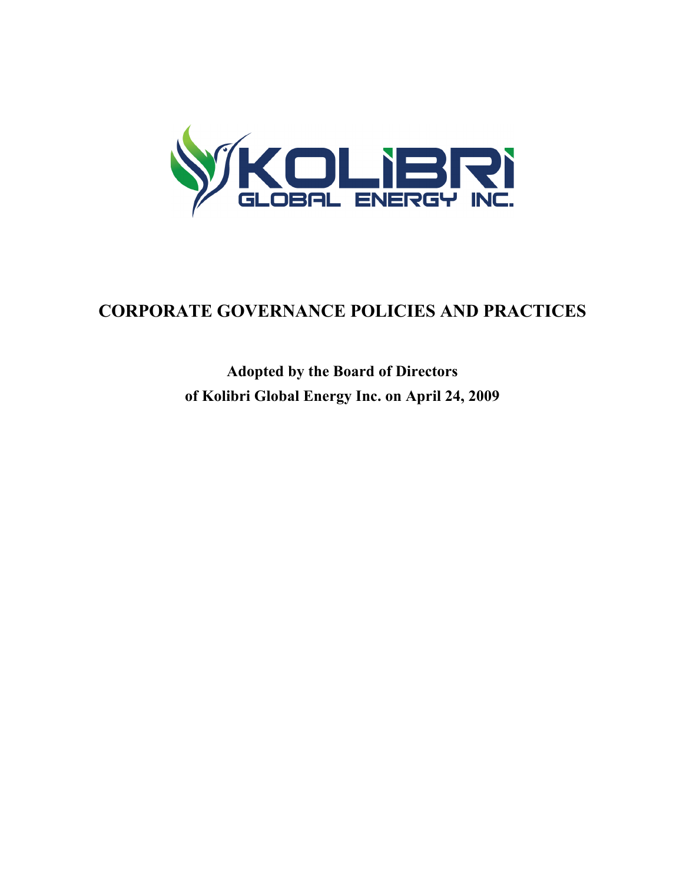# CORPORATE GOVERNANCE POLICIES AND PRACTICES

**Adopted by the Board of Directors**
**of Kolibri Global Energy Inc. on April 24, 2009**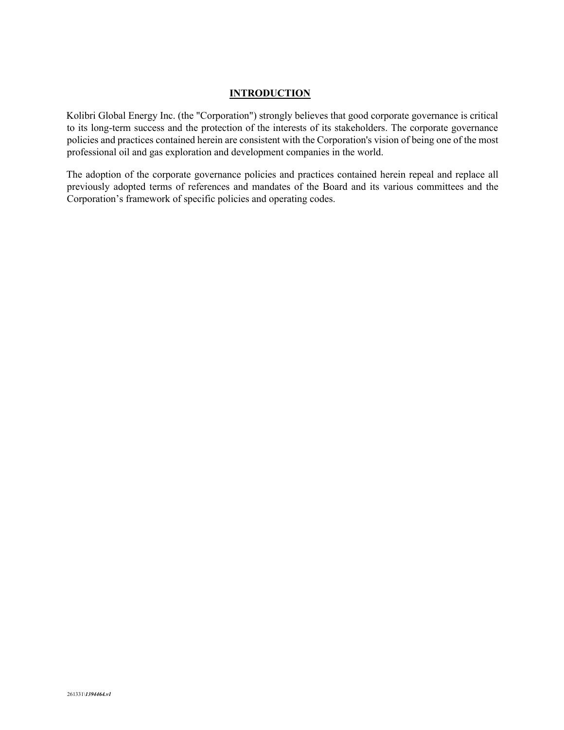# INTRODUCTION

Kolibri Global Energy Inc. (the "Corporation") strongly believes that good corporate governance is critical to its long-term success and the protection of the interests of its stakeholders. The corporate governance policies and practices contained herein are consistent with the Corporation's vision of being one of the most professional oil and gas exploration and development companies in the world.

The adoption of the corporate governance policies and practices contained herein repeal and replace all previously adopted terms of references and mandates of the Board and its various committees and the Corporation's framework of specific policies and operating codes.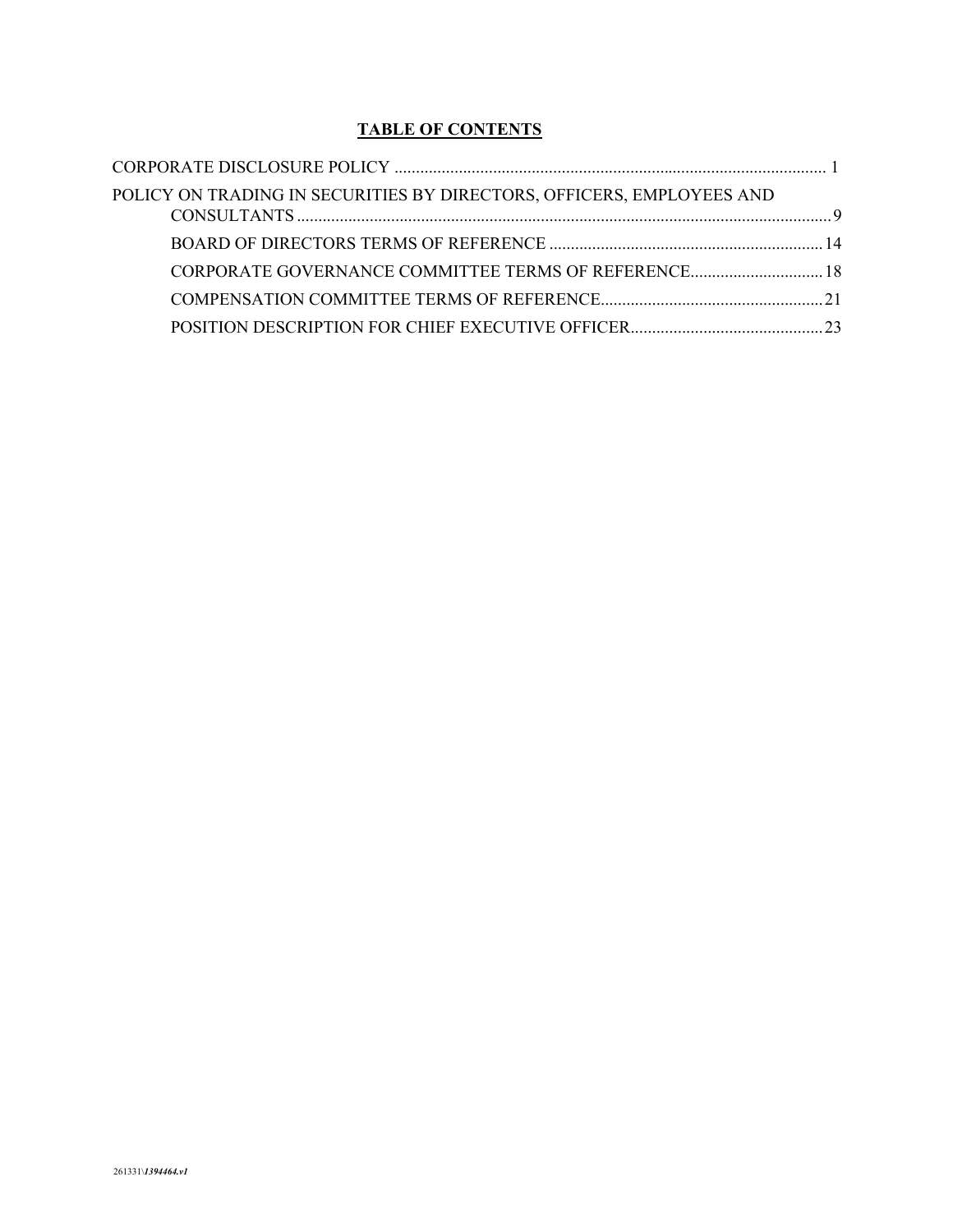## TABLE OF CONTENTS

CORPORATE DISCLOSURE POLICY .................................................................................................... 1

POLICY ON TRADING IN SECURITIES BY DIRECTORS, OFFICERS, EMPLOYEES AND CONSULTANTS ............................................................................................................................ 9

BOARD OF DIRECTORS TERMS OF REFERENCE ................................................................ 14

CORPORATE GOVERNANCE COMMITTEE TERMS OF REFERENCE............................... 18

COMPENSATION COMMITTEE TERMS OF REFERENCE.................................................... 21

POSITION DESCRIPTION FOR CHIEF EXECUTIVE OFFICER............................................. 23

261331\\*1394464.v1*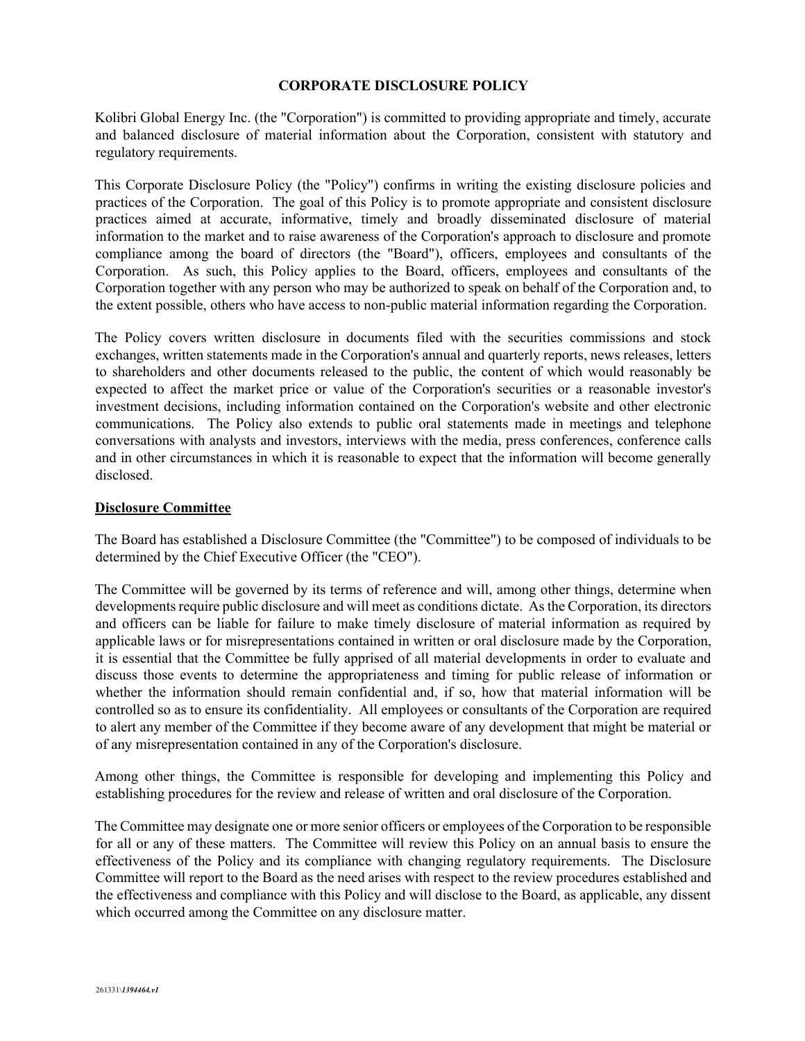# CORPORATE DISCLOSURE POLICY

Kolibri Global Energy Inc. (the "Corporation") is committed to providing appropriate and timely, accurate and balanced disclosure of material information about the Corporation, consistent with statutory and regulatory requirements.

This Corporate Disclosure Policy (the "Policy") confirms in writing the existing disclosure policies and practices of the Corporation. The goal of this Policy is to promote appropriate and consistent disclosure practices aimed at accurate, informative, timely and broadly disseminated disclosure of material information to the market and to raise awareness of the Corporation's approach to disclosure and promote compliance among the board of directors (the "Board"), officers, employees and consultants of the Corporation. As such, this Policy applies to the Board, officers, employees and consultants of the Corporation together with any person who may be authorized to speak on behalf of the Corporation and, to the extent possible, others who have access to non-public material information regarding the Corporation.

The Policy covers written disclosure in documents filed with the securities commissions and stock exchanges, written statements made in the Corporation's annual and quarterly reports, news releases, letters to shareholders and other documents released to the public, the content of which would reasonably be expected to affect the market price or value of the Corporation's securities or a reasonable investor's investment decisions, including information contained on the Corporation's website and other electronic communications. The Policy also extends to public oral statements made in meetings and telephone conversations with analysts and investors, interviews with the media, press conferences, conference calls and in other circumstances in which it is reasonable to expect that the information will become generally disclosed.

## Disclosure Committee

The Board has established a Disclosure Committee (the "Committee") to be composed of individuals to be determined by the Chief Executive Officer (the "CEO").

The Committee will be governed by its terms of reference and will, among other things, determine when developments require public disclosure and will meet as conditions dictate. As the Corporation, its directors and officers can be liable for failure to make timely disclosure of material information as required by applicable laws or for misrepresentations contained in written or oral disclosure made by the Corporation, it is essential that the Committee be fully apprised of all material developments in order to evaluate and discuss those events to determine the appropriateness and timing for public release of information or whether the information should remain confidential and, if so, how that material information will be controlled so as to ensure its confidentiality. All employees or consultants of the Corporation are required to alert any member of the Committee if they become aware of any development that might be material or of any misrepresentation contained in any of the Corporation's disclosure.

Among other things, the Committee is responsible for developing and implementing this Policy and establishing procedures for the review and release of written and oral disclosure of the Corporation.

The Committee may designate one or more senior officers or employees of the Corporation to be responsible for all or any of these matters. The Committee will review this Policy on an annual basis to ensure the effectiveness of the Policy and its compliance with changing regulatory requirements. The Disclosure Committee will report to the Board as the need arises with respect to the review procedures established and the effectiveness and compliance with this Policy and will disclose to the Board, as applicable, any dissent which occurred among the Committee on any disclosure matter.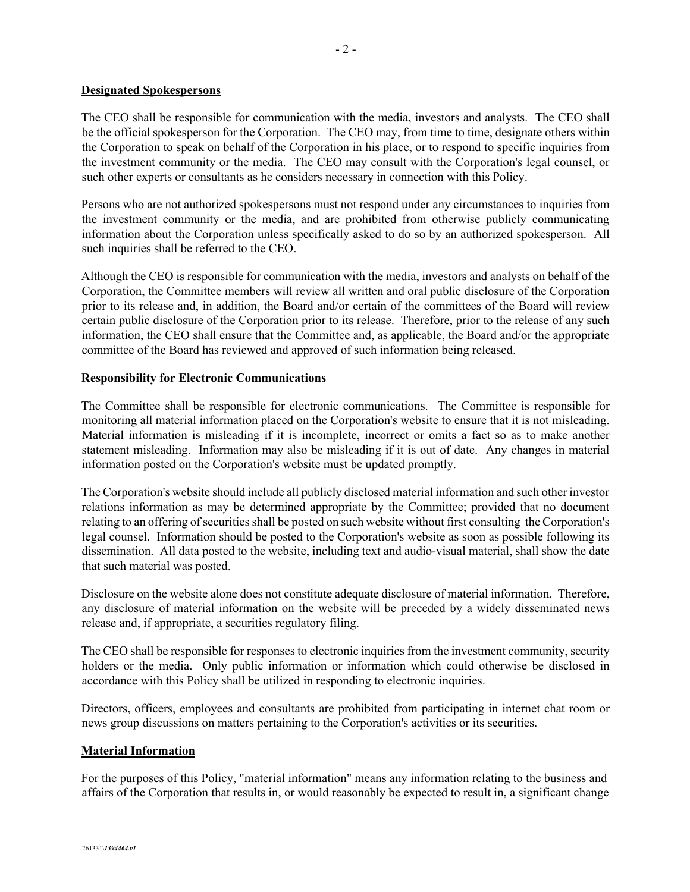**Designated Spokespersons**

The CEO shall be responsible for communication with the media, investors and analysts. The CEO shall be the official spokesperson for the Corporation. The CEO may, from time to time, designate others within the Corporation to speak on behalf of the Corporation in his place, or to respond to specific inquiries from the investment community or the media. The CEO may consult with the Corporation's legal counsel, or such other experts or consultants as he considers necessary in connection with this Policy.

Persons who are not authorized spokespersons must not respond under any circumstances to inquiries from the investment community or the media, and are prohibited from otherwise publicly communicating information about the Corporation unless specifically asked to do so by an authorized spokesperson. All such inquiries shall be referred to the CEO.

Although the CEO is responsible for communication with the media, investors and analysts on behalf of the Corporation, the Committee members will review all written and oral public disclosure of the Corporation prior to its release and, in addition, the Board and/or certain of the committees of the Board will review certain public disclosure of the Corporation prior to its release. Therefore, prior to the release of any such information, the CEO shall ensure that the Committee and, as applicable, the Board and/or the appropriate committee of the Board has reviewed and approved of such information being released.

**Responsibility for Electronic Communications**

The Committee shall be responsible for electronic communications. The Committee is responsible for monitoring all material information placed on the Corporation's website to ensure that it is not misleading. Material information is misleading if it is incomplete, incorrect or omits a fact so as to make another statement misleading. Information may also be misleading if it is out of date. Any changes in material information posted on the Corporation's website must be updated promptly.

The Corporation's website should include all publicly disclosed material information and such other investor relations information as may be determined appropriate by the Committee; provided that no document relating to an offering of securities shall be posted on such website without first consulting the Corporation's legal counsel. Information should be posted to the Corporation's website as soon as possible following its dissemination. All data posted to the website, including text and audio-visual material, shall show the date that such material was posted.

Disclosure on the website alone does not constitute adequate disclosure of material information. Therefore, any disclosure of material information on the website will be preceded by a widely disseminated news release and, if appropriate, a securities regulatory filing.

The CEO shall be responsible for responses to electronic inquiries from the investment community, security holders or the media. Only public information or information which could otherwise be disclosed in accordance with this Policy shall be utilized in responding to electronic inquiries.

Directors, officers, employees and consultants are prohibited from participating in internet chat room or news group discussions on matters pertaining to the Corporation's activities or its securities.

**Material Information**

For the purposes of this Policy, "material information" means any information relating to the business and affairs of the Corporation that results in, or would reasonably be expected to result in, a significant change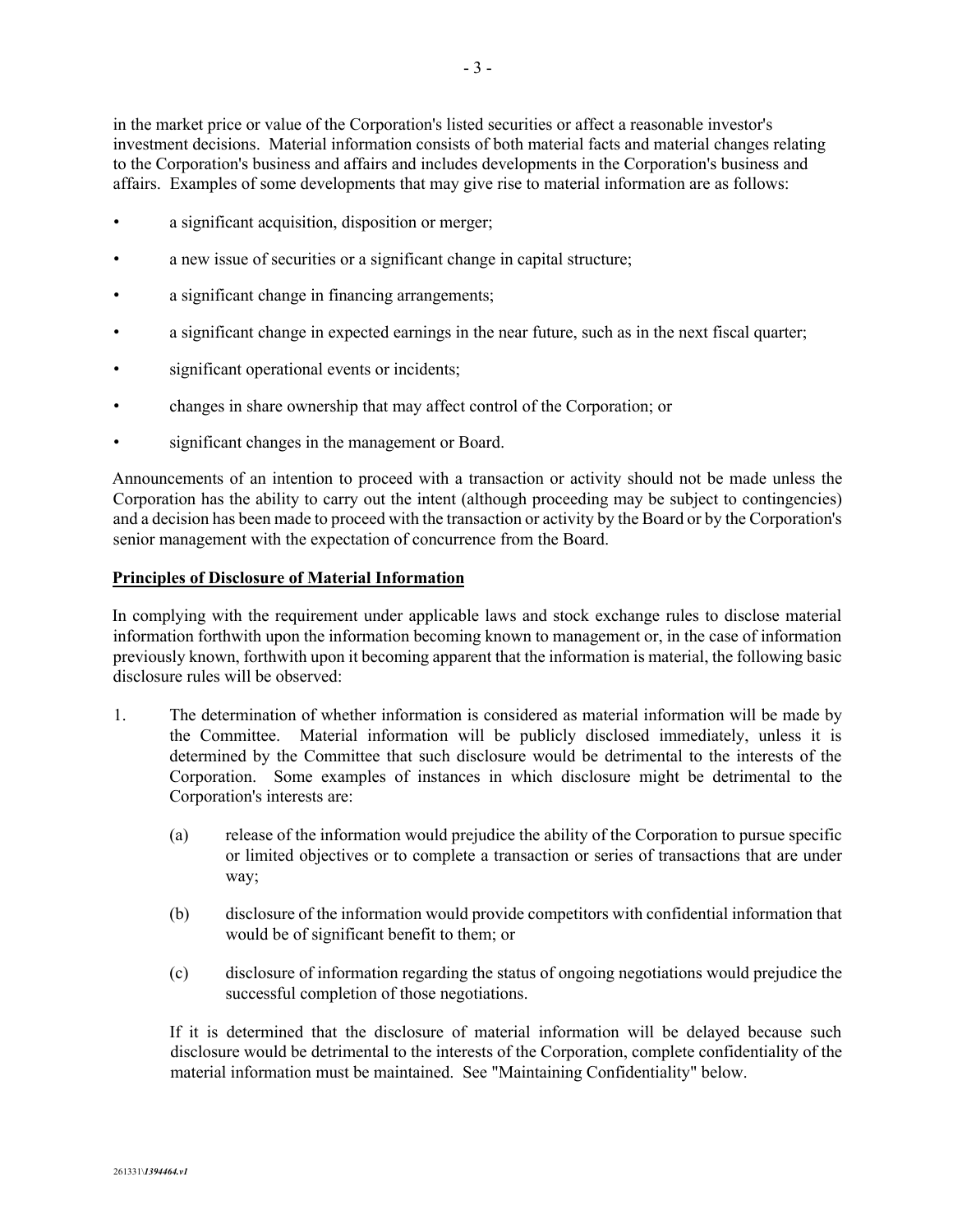in the market price or value of the Corporation's listed securities or affect a reasonable investor's investment decisions. Material information consists of both material facts and material changes relating to the Corporation's business and affairs and includes developments in the Corporation's business and affairs. Examples of some developments that may give rise to material information are as follows:

- a significant acquisition, disposition or merger;
- a new issue of securities or a significant change in capital structure;
- a significant change in financing arrangements;
- a significant change in expected earnings in the near future, such as in the next fiscal quarter;
- significant operational events or incidents;
- changes in share ownership that may affect control of the Corporation; or
- significant changes in the management or Board.

Announcements of an intention to proceed with a transaction or activity should not be made unless the Corporation has the ability to carry out the intent (although proceeding may be subject to contingencies) and a decision has been made to proceed with the transaction or activity by the Board or by the Corporation's senior management with the expectation of concurrence from the Board.

**Principles of Disclosure of Material Information**

In complying with the requirement under applicable laws and stock exchange rules to disclose material information forthwith upon the information becoming known to management or, in the case of information previously known, forthwith upon it becoming apparent that the information is material, the following basic disclosure rules will be observed:

1. The determination of whether information is considered as material information will be made by the Committee. Material information will be publicly disclosed immediately, unless it is determined by the Committee that such disclosure would be detrimental to the interests of the Corporation. Some examples of instances in which disclosure might be detrimental to the Corporation's interests are:

   (a) release of the information would prejudice the ability of the Corporation to pursue specific or limited objectives or to complete a transaction or series of transactions that are under way;

   (b) disclosure of the information would provide competitors with confidential information that would be of significant benefit to them; or

   (c) disclosure of information regarding the status of ongoing negotiations would prejudice the successful completion of those negotiations.

   If it is determined that the disclosure of material information will be delayed because such disclosure would be detrimental to the interests of the Corporation, complete confidentiality of the material information must be maintained. See "Maintaining Confidentiality" below.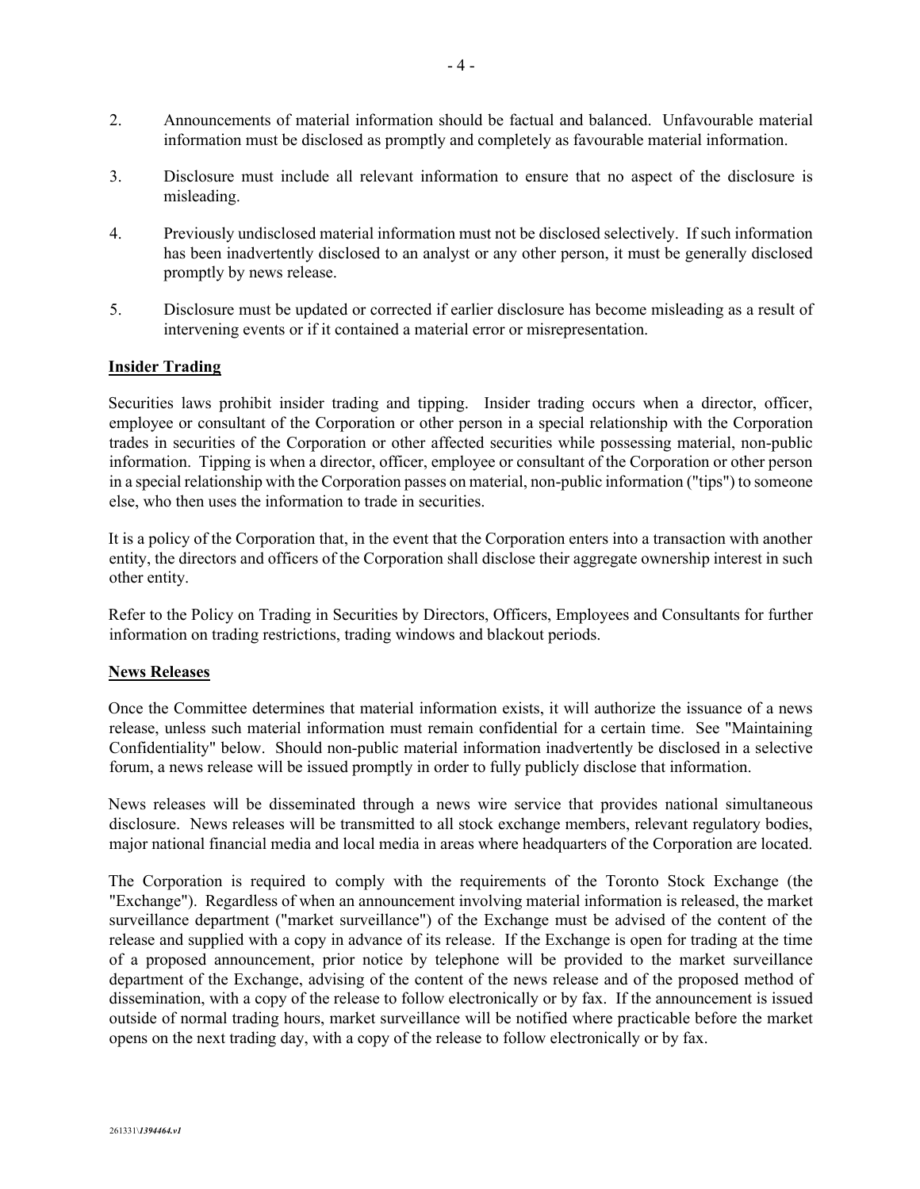2. Announcements of material information should be factual and balanced. Unfavourable material information must be disclosed as promptly and completely as favourable material information.

3. Disclosure must include all relevant information to ensure that no aspect of the disclosure is misleading.

4. Previously undisclosed material information must not be disclosed selectively. If such information has been inadvertently disclosed to an analyst or any other person, it must be generally disclosed promptly by news release.

5. Disclosure must be updated or corrected if earlier disclosure has become misleading as a result of intervening events or if it contained a material error or misrepresentation.

## Insider Trading

Securities laws prohibit insider trading and tipping. Insider trading occurs when a director, officer, employee or consultant of the Corporation or other person in a special relationship with the Corporation trades in securities of the Corporation or other affected securities while possessing material, non-public information. Tipping is when a director, officer, employee or consultant of the Corporation or other person in a special relationship with the Corporation passes on material, non-public information ("tips") to someone else, who then uses the information to trade in securities.

It is a policy of the Corporation that, in the event that the Corporation enters into a transaction with another entity, the directors and officers of the Corporation shall disclose their aggregate ownership interest in such other entity.

Refer to the Policy on Trading in Securities by Directors, Officers, Employees and Consultants for further information on trading restrictions, trading windows and blackout periods.

## News Releases

Once the Committee determines that material information exists, it will authorize the issuance of a news release, unless such material information must remain confidential for a certain time. See "Maintaining Confidentiality" below. Should non-public material information inadvertently be disclosed in a selective forum, a news release will be issued promptly in order to fully publicly disclose that information.

News releases will be disseminated through a news wire service that provides national simultaneous disclosure. News releases will be transmitted to all stock exchange members, relevant regulatory bodies, major national financial media and local media in areas where headquarters of the Corporation are located.

The Corporation is required to comply with the requirements of the Toronto Stock Exchange (the "Exchange"). Regardless of when an announcement involving material information is released, the market surveillance department ("market surveillance") of the Exchange must be advised of the content of the release and supplied with a copy in advance of its release. If the Exchange is open for trading at the time of a proposed announcement, prior notice by telephone will be provided to the market surveillance department of the Exchange, advising of the content of the news release and of the proposed method of dissemination, with a copy of the release to follow electronically or by fax. If the announcement is issued outside of normal trading hours, market surveillance will be notified where practicable before the market opens on the next trading day, with a copy of the release to follow electronically or by fax.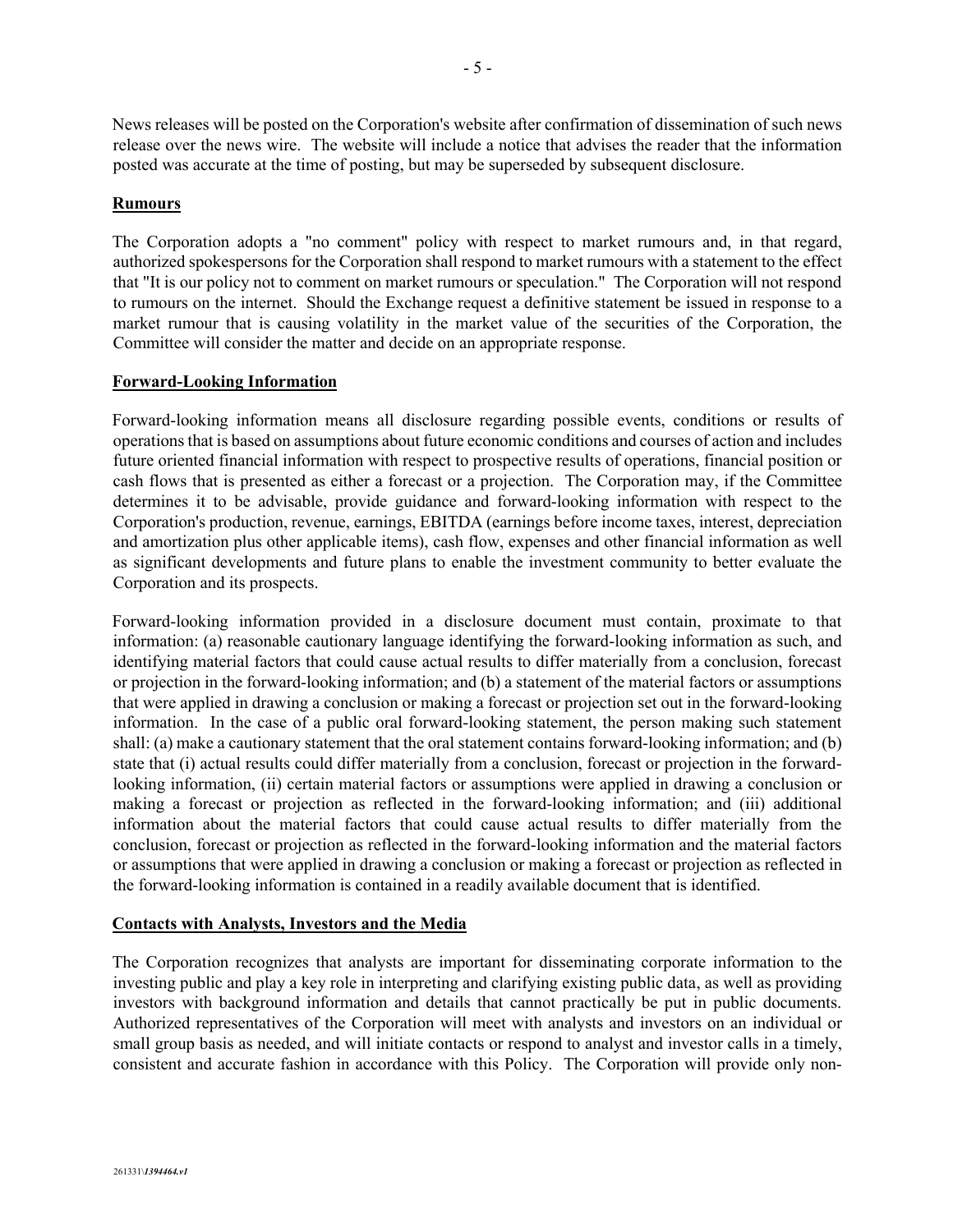News releases will be posted on the Corporation's website after confirmation of dissemination of such news release over the news wire. The website will include a notice that advises the reader that the information posted was accurate at the time of posting, but may be superseded by subsequent disclosure.

## Rumours

The Corporation adopts a "no comment" policy with respect to market rumours and, in that regard, authorized spokespersons for the Corporation shall respond to market rumours with a statement to the effect that "It is our policy not to comment on market rumours or speculation." The Corporation will not respond to rumours on the internet. Should the Exchange request a definitive statement be issued in response to a market rumour that is causing volatility in the market value of the securities of the Corporation, the Committee will consider the matter and decide on an appropriate response.

## Forward-Looking Information

Forward-looking information means all disclosure regarding possible events, conditions or results of operations that is based on assumptions about future economic conditions and courses of action and includes future oriented financial information with respect to prospective results of operations, financial position or cash flows that is presented as either a forecast or a projection. The Corporation may, if the Committee determines it to be advisable, provide guidance and forward-looking information with respect to the Corporation's production, revenue, earnings, EBITDA (earnings before income taxes, interest, depreciation and amortization plus other applicable items), cash flow, expenses and other financial information as well as significant developments and future plans to enable the investment community to better evaluate the Corporation and its prospects.

Forward-looking information provided in a disclosure document must contain, proximate to that information: (a) reasonable cautionary language identifying the forward-looking information as such, and identifying material factors that could cause actual results to differ materially from a conclusion, forecast or projection in the forward-looking information; and (b) a statement of the material factors or assumptions that were applied in drawing a conclusion or making a forecast or projection set out in the forward-looking information. In the case of a public oral forward-looking statement, the person making such statement shall: (a) make a cautionary statement that the oral statement contains forward-looking information; and (b) state that (i) actual results could differ materially from a conclusion, forecast or projection in the forward-looking information, (ii) certain material factors or assumptions were applied in drawing a conclusion or making a forecast or projection as reflected in the forward-looking information; and (iii) additional information about the material factors that could cause actual results to differ materially from the conclusion, forecast or projection as reflected in the forward-looking information and the material factors or assumptions that were applied in drawing a conclusion or making a forecast or projection as reflected in the forward-looking information is contained in a readily available document that is identified.

## Contacts with Analysts, Investors and the Media

The Corporation recognizes that analysts are important for disseminating corporate information to the investing public and play a key role in interpreting and clarifying existing public data, as well as providing investors with background information and details that cannot practically be put in public documents. Authorized representatives of the Corporation will meet with analysts and investors on an individual or small group basis as needed, and will initiate contacts or respond to analyst and investor calls in a timely, consistent and accurate fashion in accordance with this Policy. The Corporation will provide only non-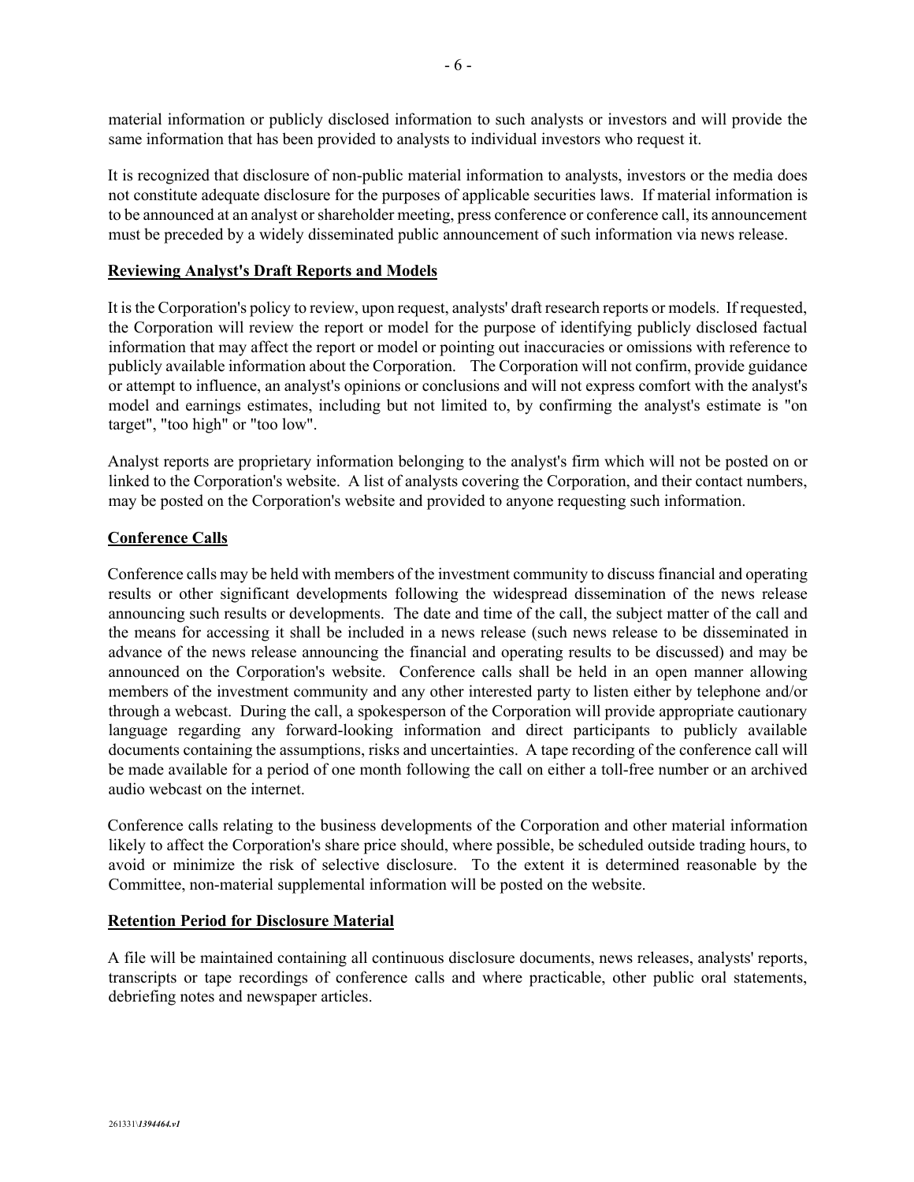material information or publicly disclosed information to such analysts or investors and will provide the same information that has been provided to analysts to individual investors who request it.

It is recognized that disclosure of non-public material information to analysts, investors or the media does not constitute adequate disclosure for the purposes of applicable securities laws. If material information is to be announced at an analyst or shareholder meeting, press conference or conference call, its announcement must be preceded by a widely disseminated public announcement of such information via news release.

**Reviewing Analyst's Draft Reports and Models**

It is the Corporation's policy to review, upon request, analysts' draft research reports or models. If requested, the Corporation will review the report or model for the purpose of identifying publicly disclosed factual information that may affect the report or model or pointing out inaccuracies or omissions with reference to publicly available information about the Corporation. The Corporation will not confirm, provide guidance or attempt to influence, an analyst's opinions or conclusions and will not express comfort with the analyst's model and earnings estimates, including but not limited to, by confirming the analyst's estimate is "on target", "too high" or "too low".

Analyst reports are proprietary information belonging to the analyst's firm which will not be posted on or linked to the Corporation's website. A list of analysts covering the Corporation, and their contact numbers, may be posted on the Corporation's website and provided to anyone requesting such information.

**Conference Calls**

Conference calls may be held with members of the investment community to discuss financial and operating results or other significant developments following the widespread dissemination of the news release announcing such results or developments. The date and time of the call, the subject matter of the call and the means for accessing it shall be included in a news release (such news release to be disseminated in advance of the news release announcing the financial and operating results to be discussed) and may be announced on the Corporation's website. Conference calls shall be held in an open manner allowing members of the investment community and any other interested party to listen either by telephone and/or through a webcast. During the call, a spokesperson of the Corporation will provide appropriate cautionary language regarding any forward-looking information and direct participants to publicly available documents containing the assumptions, risks and uncertainties. A tape recording of the conference call will be made available for a period of one month following the call on either a toll-free number or an archived audio webcast on the internet.

Conference calls relating to the business developments of the Corporation and other material information likely to affect the Corporation's share price should, where possible, be scheduled outside trading hours, to avoid or minimize the risk of selective disclosure. To the extent it is determined reasonable by the Committee, non-material supplemental information will be posted on the website.

**Retention Period for Disclosure Material**

A file will be maintained containing all continuous disclosure documents, news releases, analysts' reports, transcripts or tape recordings of conference calls and where practicable, other public oral statements, debriefing notes and newspaper articles.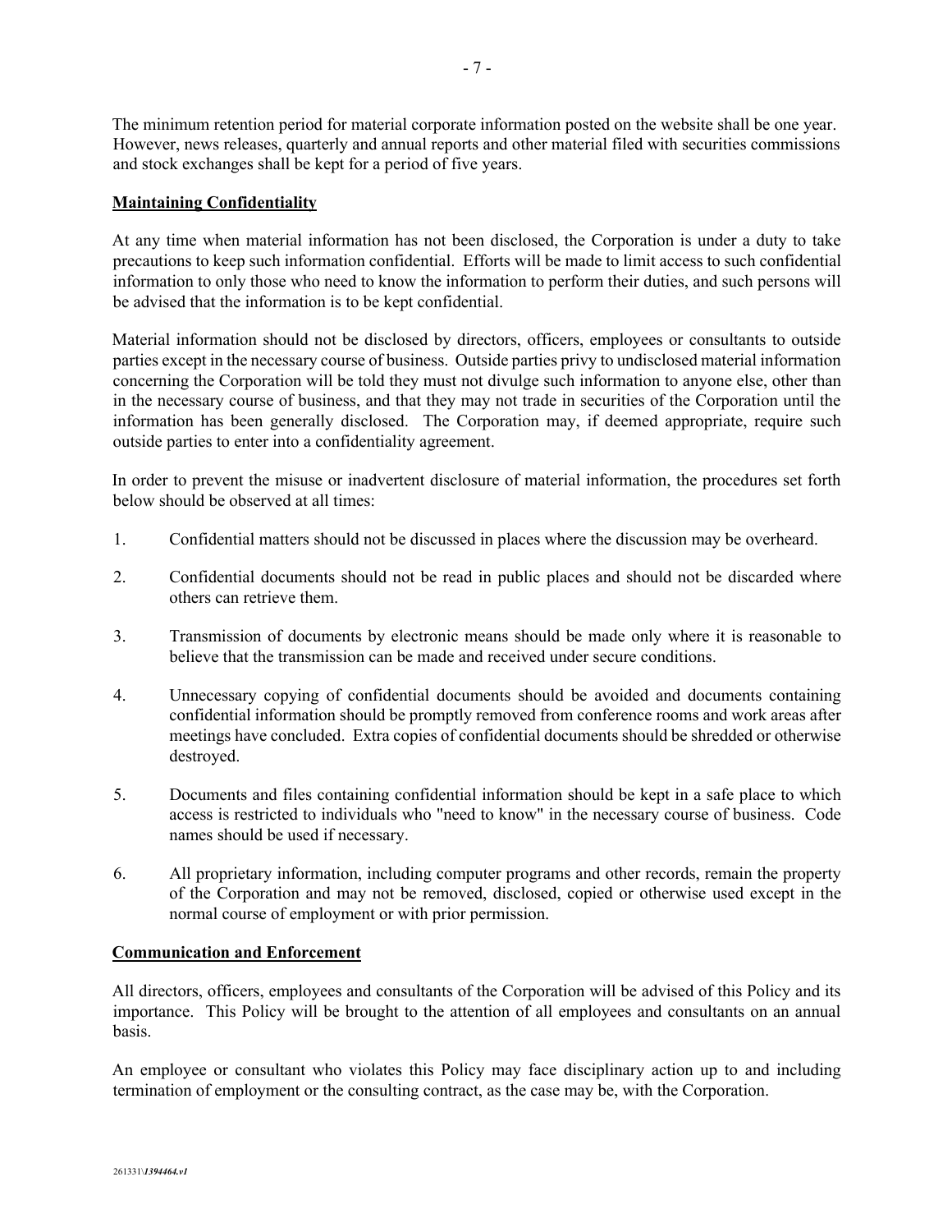The minimum retention period for material corporate information posted on the website shall be one year. However, news releases, quarterly and annual reports and other material filed with securities commissions and stock exchanges shall be kept for a period of five years.

## **Maintaining Confidentiality**

At any time when material information has not been disclosed, the Corporation is under a duty to take precautions to keep such information confidential. Efforts will be made to limit access to such confidential information to only those who need to know the information to perform their duties, and such persons will be advised that the information is to be kept confidential.

Material information should not be disclosed by directors, officers, employees or consultants to outside parties except in the necessary course of business. Outside parties privy to undisclosed material information concerning the Corporation will be told they must not divulge such information to anyone else, other than in the necessary course of business, and that they may not trade in securities of the Corporation until the information has been generally disclosed. The Corporation may, if deemed appropriate, require such outside parties to enter into a confidentiality agreement.

In order to prevent the misuse or inadvertent disclosure of material information, the procedures set forth below should be observed at all times:

1. Confidential matters should not be discussed in places where the discussion may be overheard.
2. Confidential documents should not be read in public places and should not be discarded where others can retrieve them.
3. Transmission of documents by electronic means should be made only where it is reasonable to believe that the transmission can be made and received under secure conditions.
4. Unnecessary copying of confidential documents should be avoided and documents containing confidential information should be promptly removed from conference rooms and work areas after meetings have concluded. Extra copies of confidential documents should be shredded or otherwise destroyed.
5. Documents and files containing confidential information should be kept in a safe place to which access is restricted to individuals who "need to know" in the necessary course of business. Code names should be used if necessary.
6. All proprietary information, including computer programs and other records, remain the property of the Corporation and may not be removed, disclosed, copied or otherwise used except in the normal course of employment or with prior permission.

## **Communication and Enforcement**

All directors, officers, employees and consultants of the Corporation will be advised of this Policy and its importance. This Policy will be brought to the attention of all employees and consultants on an annual basis.

An employee or consultant who violates this Policy may face disciplinary action up to and including termination of employment or the consulting contract, as the case may be, with the Corporation.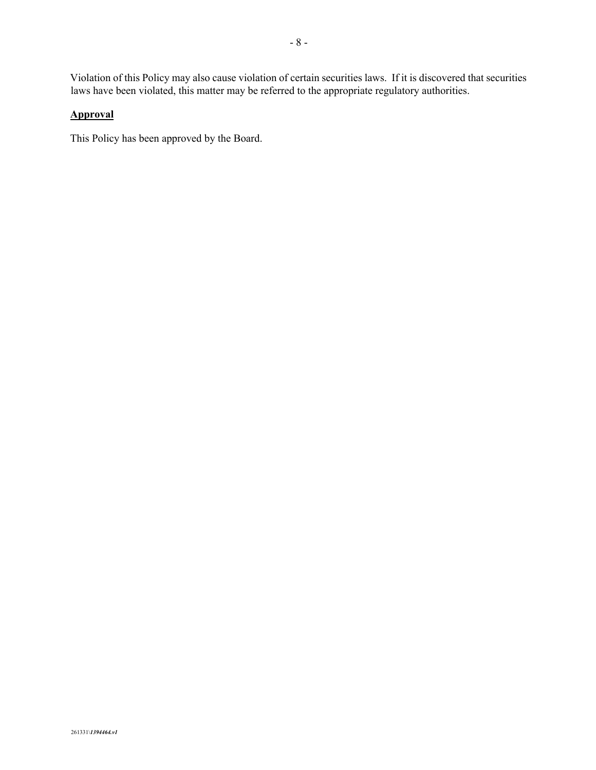Violation of this Policy may also cause violation of certain securities laws. If it is discovered that securities laws have been violated, this matter may be referred to the appropriate regulatory authorities.

**Approval**

This Policy has been approved by the Board.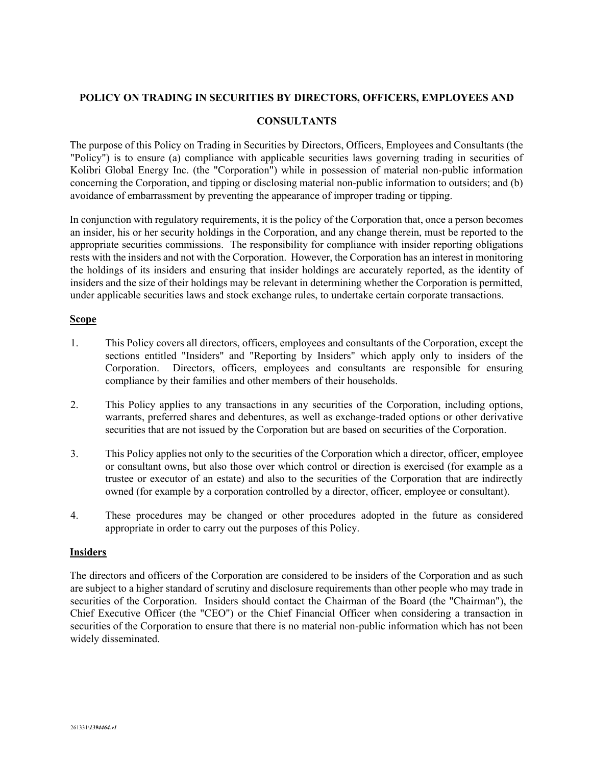# POLICY ON TRADING IN SECURITIES BY DIRECTORS, OFFICERS, EMPLOYEES AND CONSULTANTS

The purpose of this Policy on Trading in Securities by Directors, Officers, Employees and Consultants (the "Policy") is to ensure (a) compliance with applicable securities laws governing trading in securities of Kolibri Global Energy Inc. (the "Corporation") while in possession of material non-public information concerning the Corporation, and tipping or disclosing material non-public information to outsiders; and (b) avoidance of embarrassment by preventing the appearance of improper trading or tipping.

In conjunction with regulatory requirements, it is the policy of the Corporation that, once a person becomes an insider, his or her security holdings in the Corporation, and any change therein, must be reported to the appropriate securities commissions. The responsibility for compliance with insider reporting obligations rests with the insiders and not with the Corporation. However, the Corporation has an interest in monitoring the holdings of its insiders and ensuring that insider holdings are accurately reported, as the identity of insiders and the size of their holdings may be relevant in determining whether the Corporation is permitted, under applicable securities laws and stock exchange rules, to undertake certain corporate transactions.

## Scope

1. This Policy covers all directors, officers, employees and consultants of the Corporation, except the sections entitled "Insiders" and "Reporting by Insiders" which apply only to insiders of the Corporation. Directors, officers, employees and consultants are responsible for ensuring compliance by their families and other members of their households.

2. This Policy applies to any transactions in any securities of the Corporation, including options, warrants, preferred shares and debentures, as well as exchange-traded options or other derivative securities that are not issued by the Corporation but are based on securities of the Corporation.

3. This Policy applies not only to the securities of the Corporation which a director, officer, employee or consultant owns, but also those over which control or direction is exercised (for example as a trustee or executor of an estate) and also to the securities of the Corporation that are indirectly owned (for example by a corporation controlled by a director, officer, employee or consultant).

4. These procedures may be changed or other procedures adopted in the future as considered appropriate in order to carry out the purposes of this Policy.

## Insiders

The directors and officers of the Corporation are considered to be insiders of the Corporation and as such are subject to a higher standard of scrutiny and disclosure requirements than other people who may trade in securities of the Corporation. Insiders should contact the Chairman of the Board (the "Chairman"), the Chief Executive Officer (the "CEO") or the Chief Financial Officer when considering a transaction in securities of the Corporation to ensure that there is no material non-public information which has not been widely disseminated.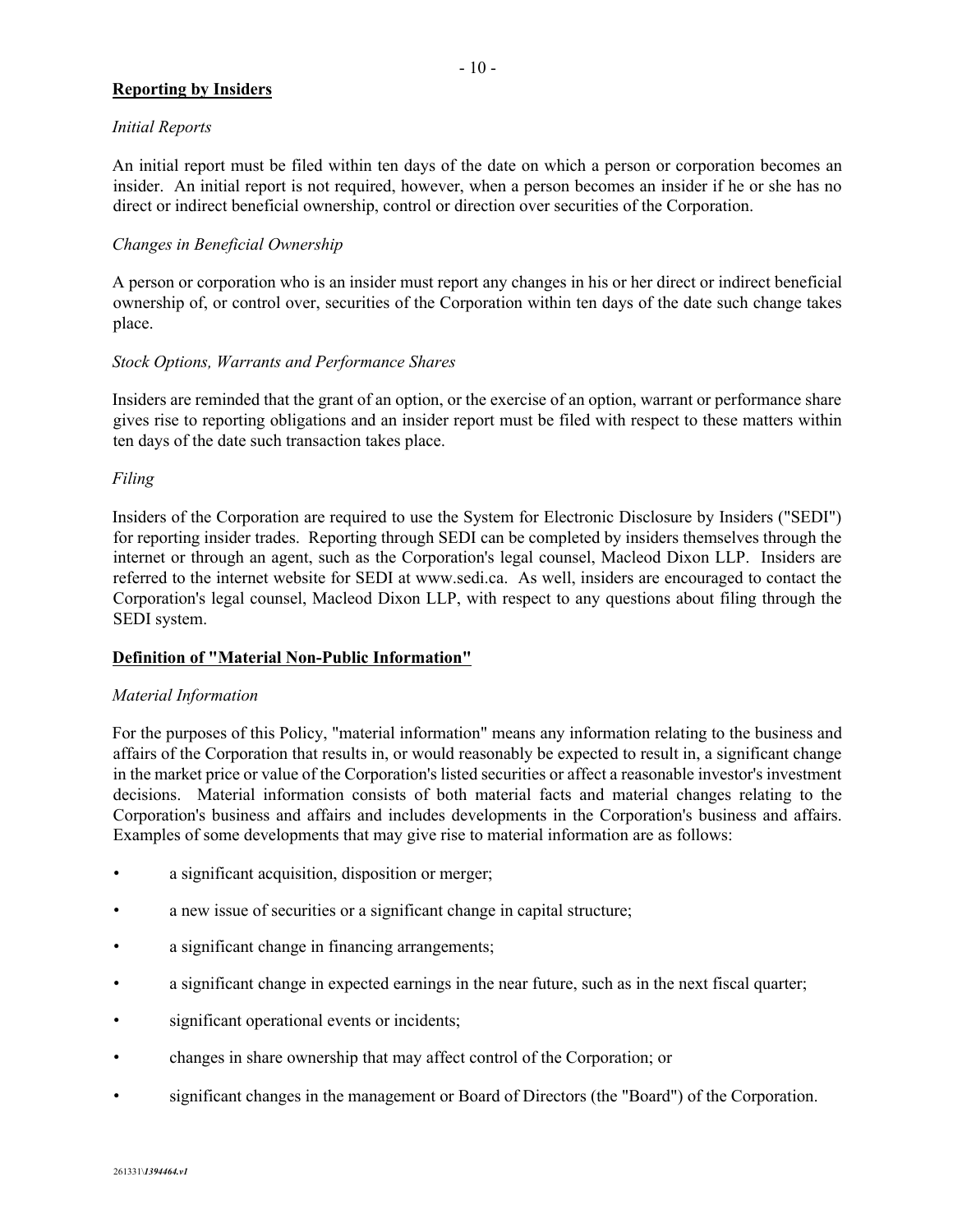## Reporting by Insiders

*Initial Reports*

An initial report must be filed within ten days of the date on which a person or corporation becomes an insider. An initial report is not required, however, when a person becomes an insider if he or she has no direct or indirect beneficial ownership, control or direction over securities of the Corporation.

*Changes in Beneficial Ownership*

A person or corporation who is an insider must report any changes in his or her direct or indirect beneficial ownership of, or control over, securities of the Corporation within ten days of the date such change takes place.

*Stock Options, Warrants and Performance Shares*

Insiders are reminded that the grant of an option, or the exercise of an option, warrant or performance share gives rise to reporting obligations and an insider report must be filed with respect to these matters within ten days of the date such transaction takes place.

*Filing*

Insiders of the Corporation are required to use the System for Electronic Disclosure by Insiders ("SEDI") for reporting insider trades. Reporting through SEDI can be completed by insiders themselves through the internet or through an agent, such as the Corporation's legal counsel, Macleod Dixon LLP. Insiders are referred to the internet website for SEDI at www.sedi.ca. As well, insiders are encouraged to contact the Corporation's legal counsel, Macleod Dixon LLP, with respect to any questions about filing through the SEDI system.

## Definition of "Material Non-Public Information"

*Material Information*

For the purposes of this Policy, "material information" means any information relating to the business and affairs of the Corporation that results in, or would reasonably be expected to result in, a significant change in the market price or value of the Corporation's listed securities or affect a reasonable investor's investment decisions. Material information consists of both material facts and material changes relating to the Corporation's business and affairs and includes developments in the Corporation's business and affairs. Examples of some developments that may give rise to material information are as follows:

- a significant acquisition, disposition or merger;
- a new issue of securities or a significant change in capital structure;
- a significant change in financing arrangements;
- a significant change in expected earnings in the near future, such as in the next fiscal quarter;
- significant operational events or incidents;
- changes in share ownership that may affect control of the Corporation; or
- significant changes in the management or Board of Directors (the "Board") of the Corporation.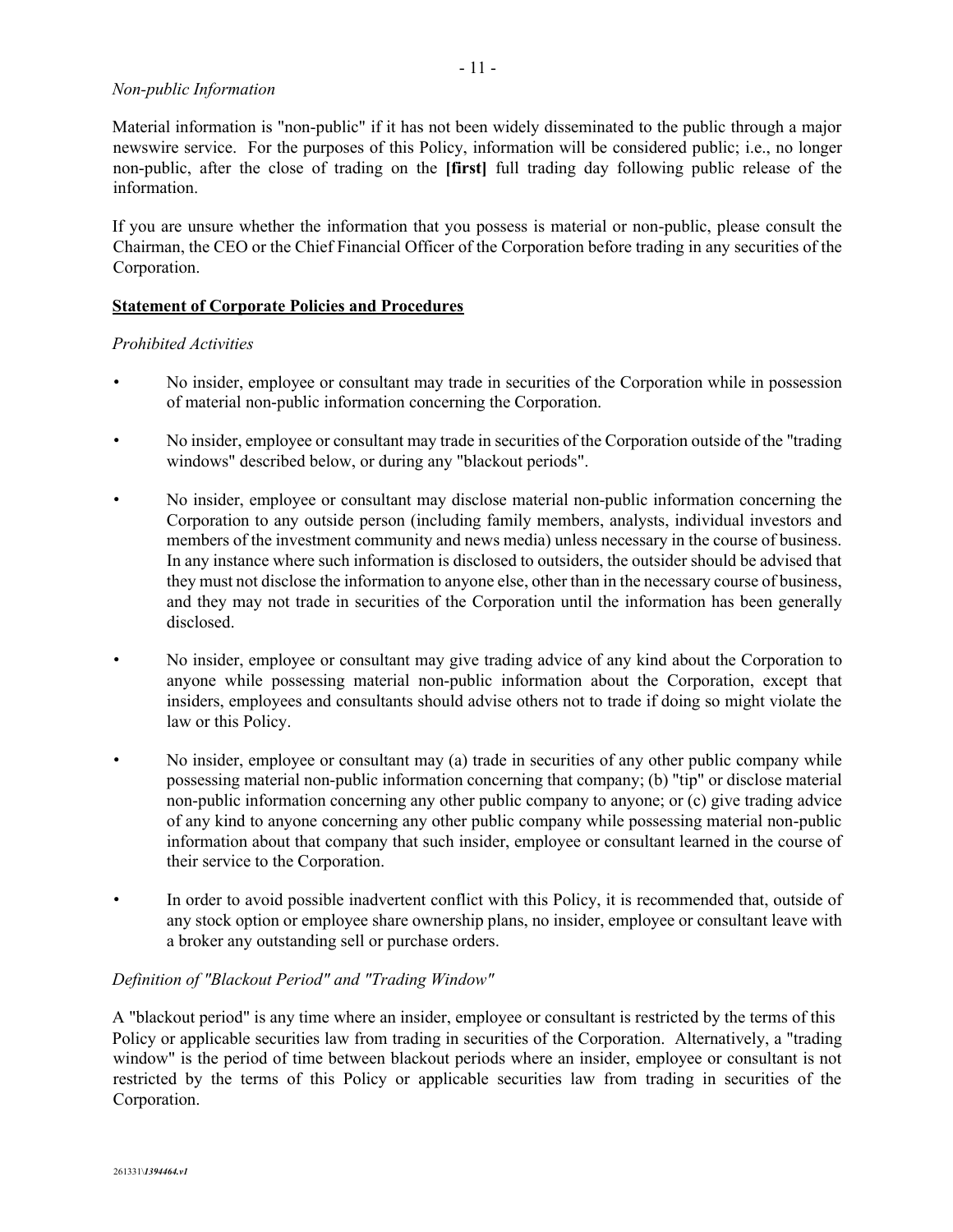*Non-public Information*

Material information is "non-public" if it has not been widely disseminated to the public through a major newswire service. For the purposes of this Policy, information will be considered public; i.e., no longer non-public, after the close of trading on the **[first]** full trading day following public release of the information.

If you are unsure whether the information that you possess is material or non-public, please consult the Chairman, the CEO or the Chief Financial Officer of the Corporation before trading in any securities of the Corporation.

**Statement of Corporate Policies and Procedures**

*Prohibited Activities*

- No insider, employee or consultant may trade in securities of the Corporation while in possession of material non-public information concerning the Corporation.
- No insider, employee or consultant may trade in securities of the Corporation outside of the "trading windows" described below, or during any "blackout periods".
- No insider, employee or consultant may disclose material non-public information concerning the Corporation to any outside person (including family members, analysts, individual investors and members of the investment community and news media) unless necessary in the course of business. In any instance where such information is disclosed to outsiders, the outsider should be advised that they must not disclose the information to anyone else, other than in the necessary course of business, and they may not trade in securities of the Corporation until the information has been generally disclosed.
- No insider, employee or consultant may give trading advice of any kind about the Corporation to anyone while possessing material non-public information about the Corporation, except that insiders, employees and consultants should advise others not to trade if doing so might violate the law or this Policy.
- No insider, employee or consultant may (a) trade in securities of any other public company while possessing material non-public information concerning that company; (b) "tip" or disclose material non-public information concerning any other public company to anyone; or (c) give trading advice of any kind to anyone concerning any other public company while possessing material non-public information about that company that such insider, employee or consultant learned in the course of their service to the Corporation.
- In order to avoid possible inadvertent conflict with this Policy, it is recommended that, outside of any stock option or employee share ownership plans, no insider, employee or consultant leave with a broker any outstanding sell or purchase orders.

*Definition of "Blackout Period" and "Trading Window"*

A "blackout period" is any time where an insider, employee or consultant is restricted by the terms of this Policy or applicable securities law from trading in securities of the Corporation. Alternatively, a "trading window" is the period of time between blackout periods where an insider, employee or consultant is not restricted by the terms of this Policy or applicable securities law from trading in securities of the Corporation.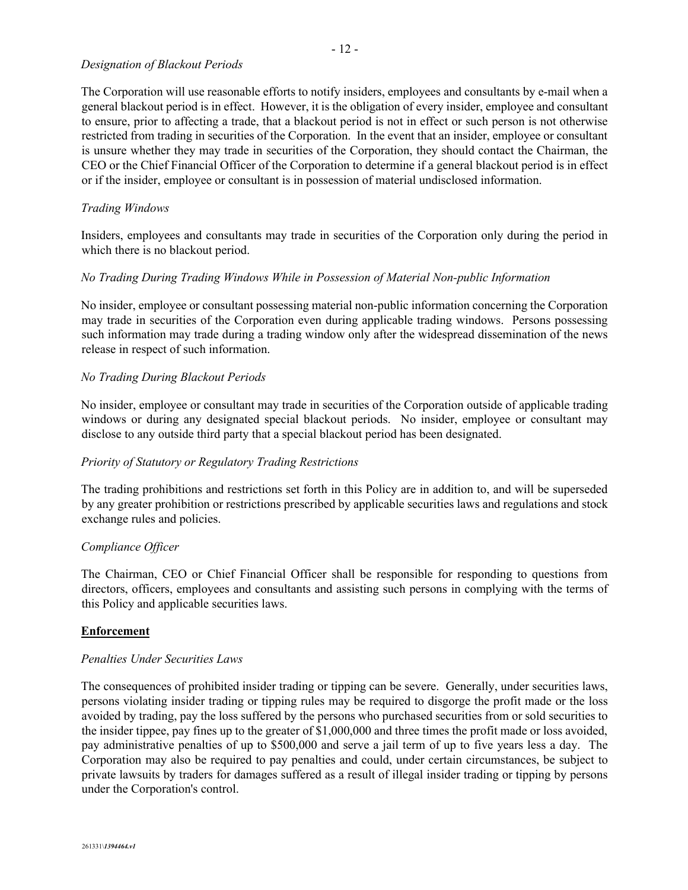*Designation of Blackout Periods*

The Corporation will use reasonable efforts to notify insiders, employees and consultants by e-mail when a general blackout period is in effect. However, it is the obligation of every insider, employee and consultant to ensure, prior to affecting a trade, that a blackout period is not in effect or such person is not otherwise restricted from trading in securities of the Corporation. In the event that an insider, employee or consultant is unsure whether they may trade in securities of the Corporation, they should contact the Chairman, the CEO or the Chief Financial Officer of the Corporation to determine if a general blackout period is in effect or if the insider, employee or consultant is in possession of material undisclosed information.

*Trading Windows*

Insiders, employees and consultants may trade in securities of the Corporation only during the period in which there is no blackout period.

*No Trading During Trading Windows While in Possession of Material Non-public Information*

No insider, employee or consultant possessing material non-public information concerning the Corporation may trade in securities of the Corporation even during applicable trading windows. Persons possessing such information may trade during a trading window only after the widespread dissemination of the news release in respect of such information.

*No Trading During Blackout Periods*

No insider, employee or consultant may trade in securities of the Corporation outside of applicable trading windows or during any designated special blackout periods. No insider, employee or consultant may disclose to any outside third party that a special blackout period has been designated.

*Priority of Statutory or Regulatory Trading Restrictions*

The trading prohibitions and restrictions set forth in this Policy are in addition to, and will be superseded by any greater prohibition or restrictions prescribed by applicable securities laws and regulations and stock exchange rules and policies.

*Compliance Officer*

The Chairman, CEO or Chief Financial Officer shall be responsible for responding to questions from directors, officers, employees and consultants and assisting such persons in complying with the terms of this Policy and applicable securities laws.

**Enforcement**

*Penalties Under Securities Laws*

The consequences of prohibited insider trading or tipping can be severe. Generally, under securities laws, persons violating insider trading or tipping rules may be required to disgorge the profit made or the loss avoided by trading, pay the loss suffered by the persons who purchased securities from or sold securities to the insider tippee, pay fines up to the greater of $1,000,000 and three times the profit made or loss avoided, pay administrative penalties of up to $500,000 and serve a jail term of up to five years less a day. The Corporation may also be required to pay penalties and could, under certain circumstances, be subject to private lawsuits by traders for damages suffered as a result of illegal insider trading or tipping by persons under the Corporation's control.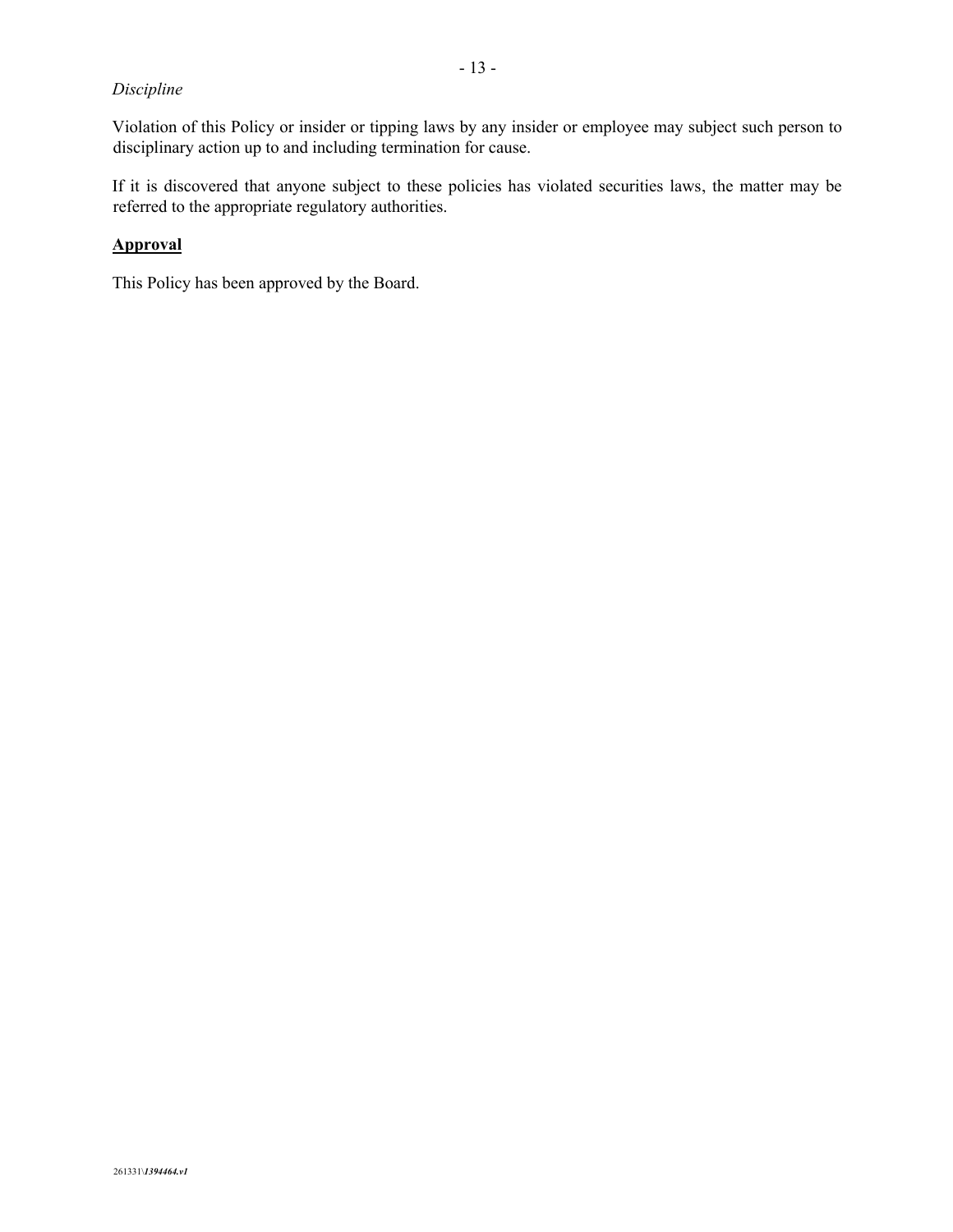*Discipline*

Violation of this Policy or insider or tipping laws by any insider or employee may subject such person to disciplinary action up to and including termination for cause.

If it is discovered that anyone subject to these policies has violated securities laws, the matter may be referred to the appropriate regulatory authorities.

**Approval**

This Policy has been approved by the Board.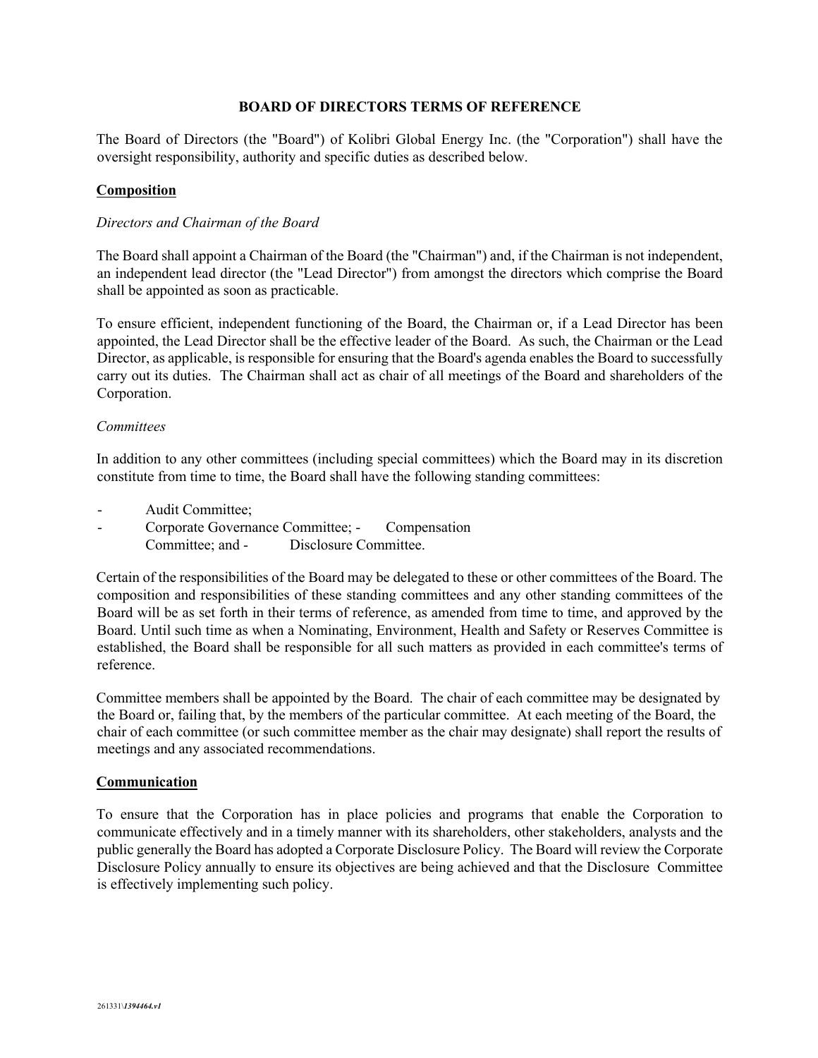# BOARD OF DIRECTORS TERMS OF REFERENCE

The Board of Directors (the "Board") of Kolibri Global Energy Inc. (the "Corporation") shall have the oversight responsibility, authority and specific duties as described below.

## Composition

*Directors and Chairman of the Board*

The Board shall appoint a Chairman of the Board (the "Chairman") and, if the Chairman is not independent, an independent lead director (the "Lead Director") from amongst the directors which comprise the Board shall be appointed as soon as practicable.

To ensure efficient, independent functioning of the Board, the Chairman or, if a Lead Director has been appointed, the Lead Director shall be the effective leader of the Board. As such, the Chairman or the Lead Director, as applicable, is responsible for ensuring that the Board's agenda enables the Board to successfully carry out its duties. The Chairman shall act as chair of all meetings of the Board and shareholders of the Corporation.

*Committees*

In addition to any other committees (including special committees) which the Board may in its discretion constitute from time to time, the Board shall have the following standing committees:

- Audit Committee;
- Corporate Governance Committee;
- Compensation Committee; and
- Disclosure Committee.

Certain of the responsibilities of the Board may be delegated to these or other committees of the Board. The composition and responsibilities of these standing committees and any other standing committees of the Board will be as set forth in their terms of reference, as amended from time to time, and approved by the Board. Until such time as when a Nominating, Environment, Health and Safety or Reserves Committee is established, the Board shall be responsible for all such matters as provided in each committee's terms of reference.

Committee members shall be appointed by the Board. The chair of each committee may be designated by the Board or, failing that, by the members of the particular committee. At each meeting of the Board, the chair of each committee (or such committee member as the chair may designate) shall report the results of meetings and any associated recommendations.

## Communication

To ensure that the Corporation has in place policies and programs that enable the Corporation to communicate effectively and in a timely manner with its shareholders, other stakeholders, analysts and the public generally the Board has adopted a Corporate Disclosure Policy. The Board will review the Corporate Disclosure Policy annually to ensure its objectives are being achieved and that the Disclosure Committee is effectively implementing such policy.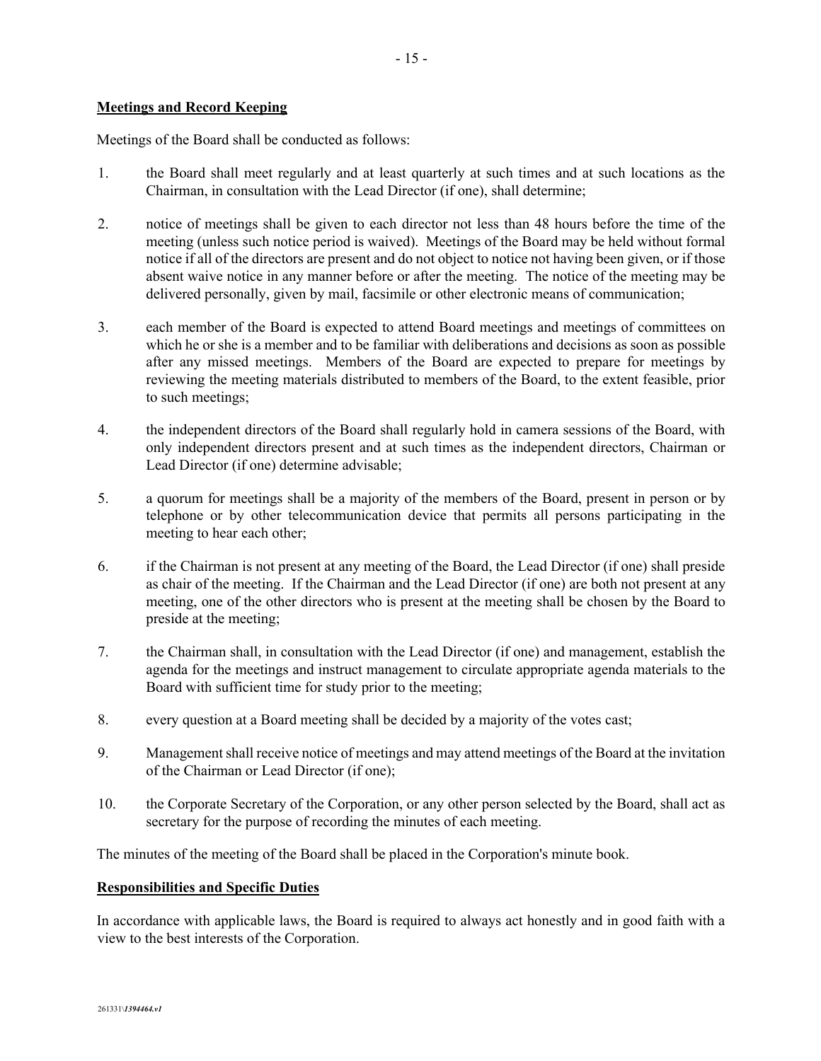## Meetings and Record Keeping

Meetings of the Board shall be conducted as follows:

1. the Board shall meet regularly and at least quarterly at such times and at such locations as the Chairman, in consultation with the Lead Director (if one), shall determine;

2. notice of meetings shall be given to each director not less than 48 hours before the time of the meeting (unless such notice period is waived). Meetings of the Board may be held without formal notice if all of the directors are present and do not object to notice not having been given, or if those absent waive notice in any manner before or after the meeting. The notice of the meeting may be delivered personally, given by mail, facsimile or other electronic means of communication;

3. each member of the Board is expected to attend Board meetings and meetings of committees on which he or she is a member and to be familiar with deliberations and decisions as soon as possible after any missed meetings. Members of the Board are expected to prepare for meetings by reviewing the meeting materials distributed to members of the Board, to the extent feasible, prior to such meetings;

4. the independent directors of the Board shall regularly hold in camera sessions of the Board, with only independent directors present and at such times as the independent directors, Chairman or Lead Director (if one) determine advisable;

5. a quorum for meetings shall be a majority of the members of the Board, present in person or by telephone or by other telecommunication device that permits all persons participating in the meeting to hear each other;

6. if the Chairman is not present at any meeting of the Board, the Lead Director (if one) shall preside as chair of the meeting. If the Chairman and the Lead Director (if one) are both not present at any meeting, one of the other directors who is present at the meeting shall be chosen by the Board to preside at the meeting;

7. the Chairman shall, in consultation with the Lead Director (if one) and management, establish the agenda for the meetings and instruct management to circulate appropriate agenda materials to the Board with sufficient time for study prior to the meeting;

8. every question at a Board meeting shall be decided by a majority of the votes cast;

9. Management shall receive notice of meetings and may attend meetings of the Board at the invitation of the Chairman or Lead Director (if one);

10. the Corporate Secretary of the Corporation, or any other person selected by the Board, shall act as secretary for the purpose of recording the minutes of each meeting.

The minutes of the meeting of the Board shall be placed in the Corporation's minute book.

## Responsibilities and Specific Duties

In accordance with applicable laws, the Board is required to always act honestly and in good faith with a view to the best interests of the Corporation.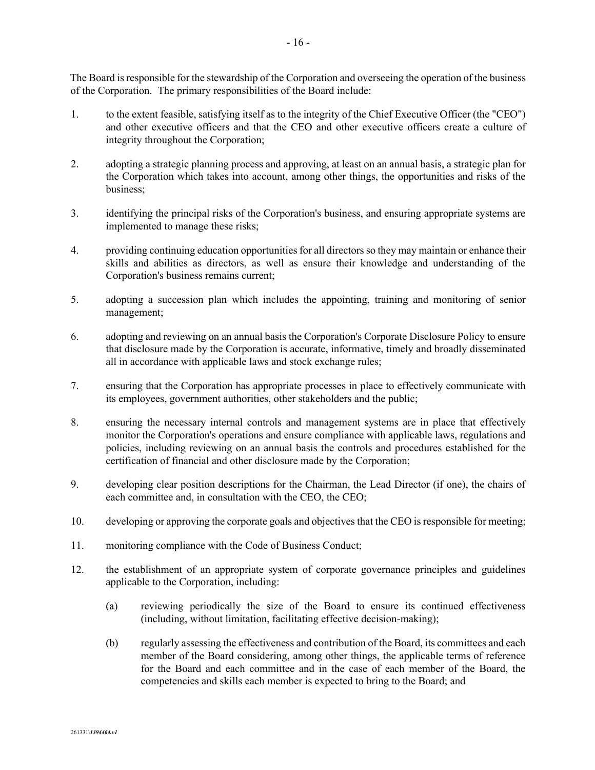The Board is responsible for the stewardship of the Corporation and overseeing the operation of the business of the Corporation. The primary responsibilities of the Board include:

1. to the extent feasible, satisfying itself as to the integrity of the Chief Executive Officer (the "CEO") and other executive officers and that the CEO and other executive officers create a culture of integrity throughout the Corporation;

2. adopting a strategic planning process and approving, at least on an annual basis, a strategic plan for the Corporation which takes into account, among other things, the opportunities and risks of the business;

3. identifying the principal risks of the Corporation's business, and ensuring appropriate systems are implemented to manage these risks;

4. providing continuing education opportunities for all directors so they may maintain or enhance their skills and abilities as directors, as well as ensure their knowledge and understanding of the Corporation's business remains current;

5. adopting a succession plan which includes the appointing, training and monitoring of senior management;

6. adopting and reviewing on an annual basis the Corporation's Corporate Disclosure Policy to ensure that disclosure made by the Corporation is accurate, informative, timely and broadly disseminated all in accordance with applicable laws and stock exchange rules;

7. ensuring that the Corporation has appropriate processes in place to effectively communicate with its employees, government authorities, other stakeholders and the public;

8. ensuring the necessary internal controls and management systems are in place that effectively monitor the Corporation's operations and ensure compliance with applicable laws, regulations and policies, including reviewing on an annual basis the controls and procedures established for the certification of financial and other disclosure made by the Corporation;

9. developing clear position descriptions for the Chairman, the Lead Director (if one), the chairs of each committee and, in consultation with the CEO, the CEO;

10. developing or approving the corporate goals and objectives that the CEO is responsible for meeting;

11. monitoring compliance with the Code of Business Conduct;

12. the establishment of an appropriate system of corporate governance principles and guidelines applicable to the Corporation, including:

    (a) reviewing periodically the size of the Board to ensure its continued effectiveness (including, without limitation, facilitating effective decision-making);

    (b) regularly assessing the effectiveness and contribution of the Board, its committees and each member of the Board considering, among other things, the applicable terms of reference for the Board and each committee and in the case of each member of the Board, the competencies and skills each member is expected to bring to the Board; and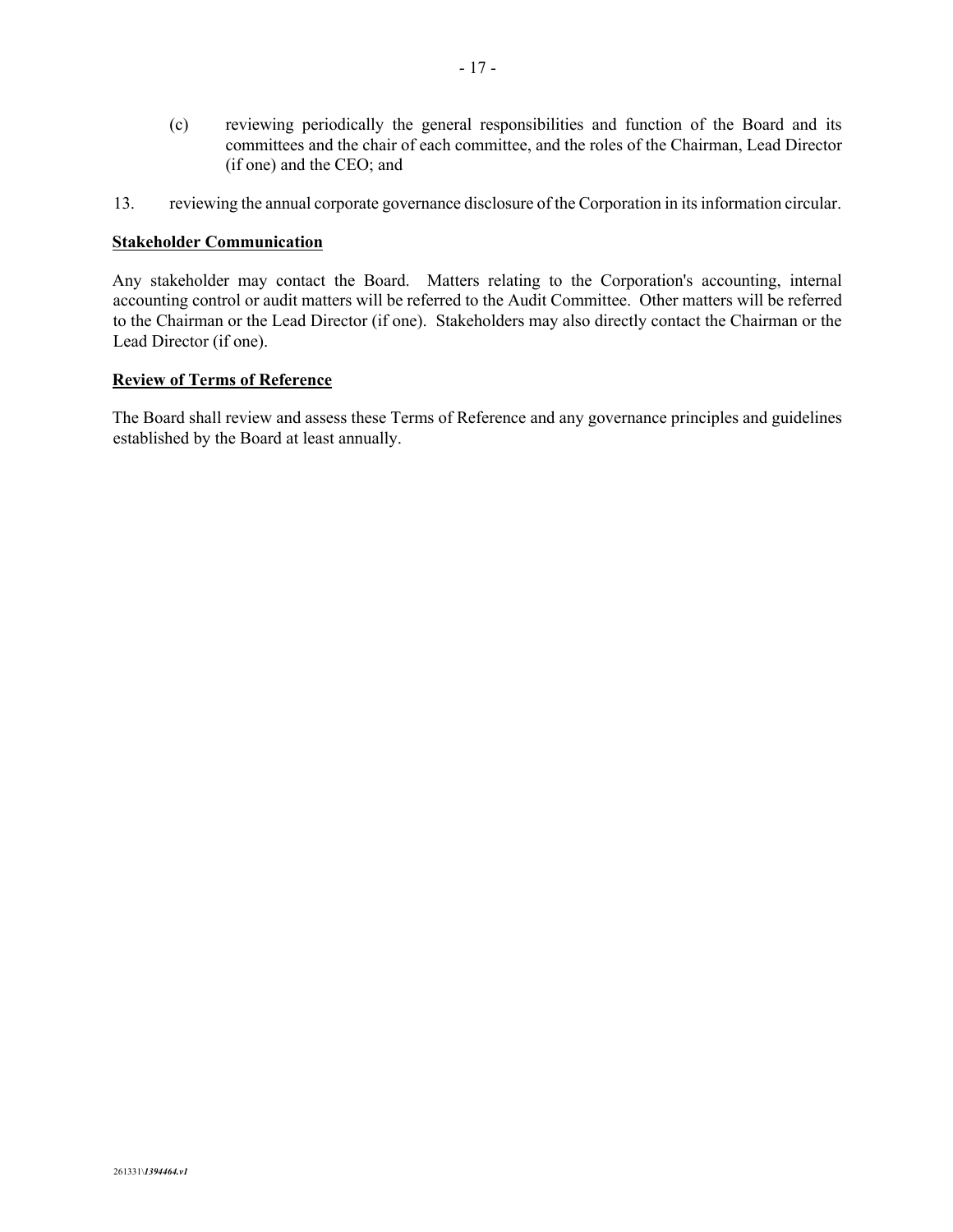(c) reviewing periodically the general responsibilities and function of the Board and its committees and the chair of each committee, and the roles of the Chairman, Lead Director (if one) and the CEO; and

13. reviewing the annual corporate governance disclosure of the Corporation in its information circular.

**Stakeholder Communication**

Any stakeholder may contact the Board. Matters relating to the Corporation's accounting, internal accounting control or audit matters will be referred to the Audit Committee. Other matters will be referred to the Chairman or the Lead Director (if one). Stakeholders may also directly contact the Chairman or the Lead Director (if one).

**Review of Terms of Reference**

The Board shall review and assess these Terms of Reference and any governance principles and guidelines established by the Board at least annually.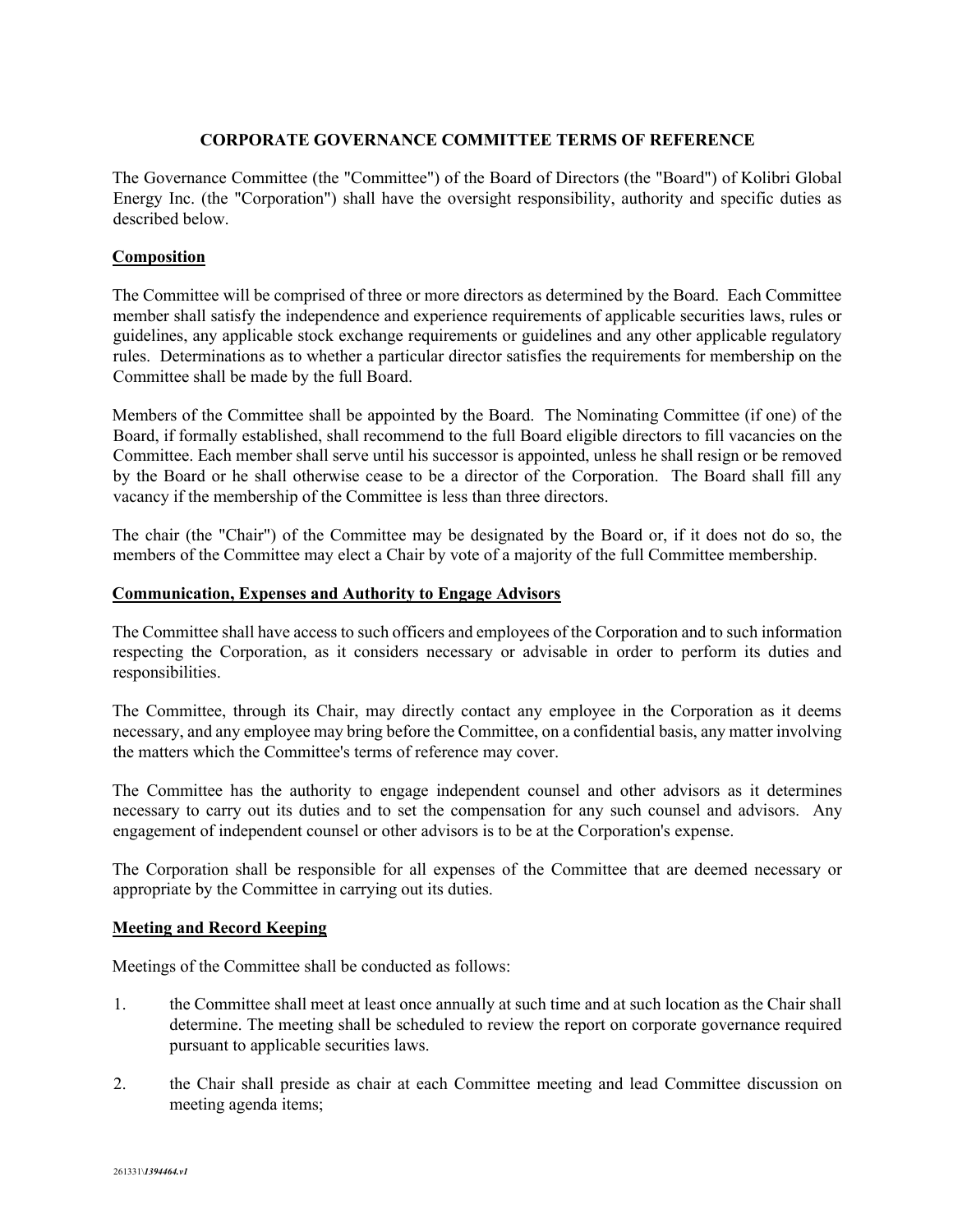# CORPORATE GOVERNANCE COMMITTEE TERMS OF REFERENCE

The Governance Committee (the "Committee") of the Board of Directors (the "Board") of Kolibri Global Energy Inc. (the "Corporation") shall have the oversight responsibility, authority and specific duties as described below.

## Composition

The Committee will be comprised of three or more directors as determined by the Board. Each Committee member shall satisfy the independence and experience requirements of applicable securities laws, rules or guidelines, any applicable stock exchange requirements or guidelines and any other applicable regulatory rules. Determinations as to whether a particular director satisfies the requirements for membership on the Committee shall be made by the full Board.

Members of the Committee shall be appointed by the Board. The Nominating Committee (if one) of the Board, if formally established, shall recommend to the full Board eligible directors to fill vacancies on the Committee. Each member shall serve until his successor is appointed, unless he shall resign or be removed by the Board or he shall otherwise cease to be a director of the Corporation. The Board shall fill any vacancy if the membership of the Committee is less than three directors.

The chair (the "Chair") of the Committee may be designated by the Board or, if it does not do so, the members of the Committee may elect a Chair by vote of a majority of the full Committee membership.

## Communication, Expenses and Authority to Engage Advisors

The Committee shall have access to such officers and employees of the Corporation and to such information respecting the Corporation, as it considers necessary or advisable in order to perform its duties and responsibilities.

The Committee, through its Chair, may directly contact any employee in the Corporation as it deems necessary, and any employee may bring before the Committee, on a confidential basis, any matter involving the matters which the Committee's terms of reference may cover.

The Committee has the authority to engage independent counsel and other advisors as it determines necessary to carry out its duties and to set the compensation for any such counsel and advisors. Any engagement of independent counsel or other advisors is to be at the Corporation's expense.

The Corporation shall be responsible for all expenses of the Committee that are deemed necessary or appropriate by the Committee in carrying out its duties.

## Meeting and Record Keeping

Meetings of the Committee shall be conducted as follows:

1. the Committee shall meet at least once annually at such time and at such location as the Chair shall determine. The meeting shall be scheduled to review the report on corporate governance required pursuant to applicable securities laws.
2. the Chair shall preside as chair at each Committee meeting and lead Committee discussion on meeting agenda items;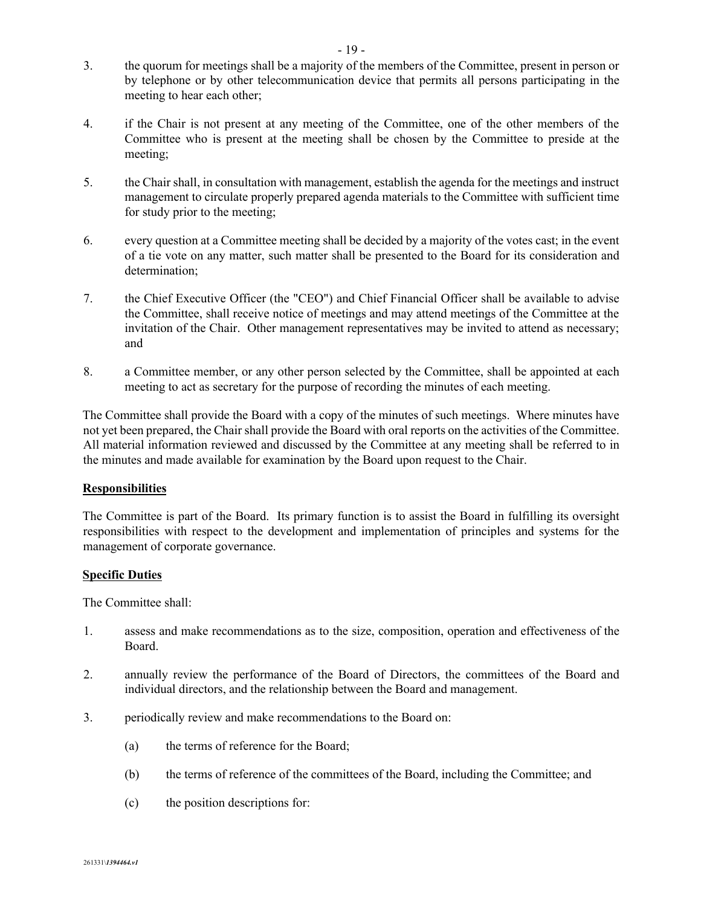3. the quorum for meetings shall be a majority of the members of the Committee, present in person or by telephone or by other telecommunication device that permits all persons participating in the meeting to hear each other;

4. if the Chair is not present at any meeting of the Committee, one of the other members of the Committee who is present at the meeting shall be chosen by the Committee to preside at the meeting;

5. the Chair shall, in consultation with management, establish the agenda for the meetings and instruct management to circulate properly prepared agenda materials to the Committee with sufficient time for study prior to the meeting;

6. every question at a Committee meeting shall be decided by a majority of the votes cast; in the event of a tie vote on any matter, such matter shall be presented to the Board for its consideration and determination;

7. the Chief Executive Officer (the "CEO") and Chief Financial Officer shall be available to advise the Committee, shall receive notice of meetings and may attend meetings of the Committee at the invitation of the Chair. Other management representatives may be invited to attend as necessary; and

8. a Committee member, or any other person selected by the Committee, shall be appointed at each meeting to act as secretary for the purpose of recording the minutes of each meeting.

The Committee shall provide the Board with a copy of the minutes of such meetings. Where minutes have not yet been prepared, the Chair shall provide the Board with oral reports on the activities of the Committee. All material information reviewed and discussed by the Committee at any meeting shall be referred to in the minutes and made available for examination by the Board upon request to the Chair.

**Responsibilities**

The Committee is part of the Board. Its primary function is to assist the Board in fulfilling its oversight responsibilities with respect to the development and implementation of principles and systems for the management of corporate governance.

**Specific Duties**

The Committee shall:

1. assess and make recommendations as to the size, composition, operation and effectiveness of the Board.

2. annually review the performance of the Board of Directors, the committees of the Board and individual directors, and the relationship between the Board and management.

3. periodically review and make recommendations to the Board on:

   (a) the terms of reference for the Board;

   (b) the terms of reference of the committees of the Board, including the Committee; and

   (c) the position descriptions for: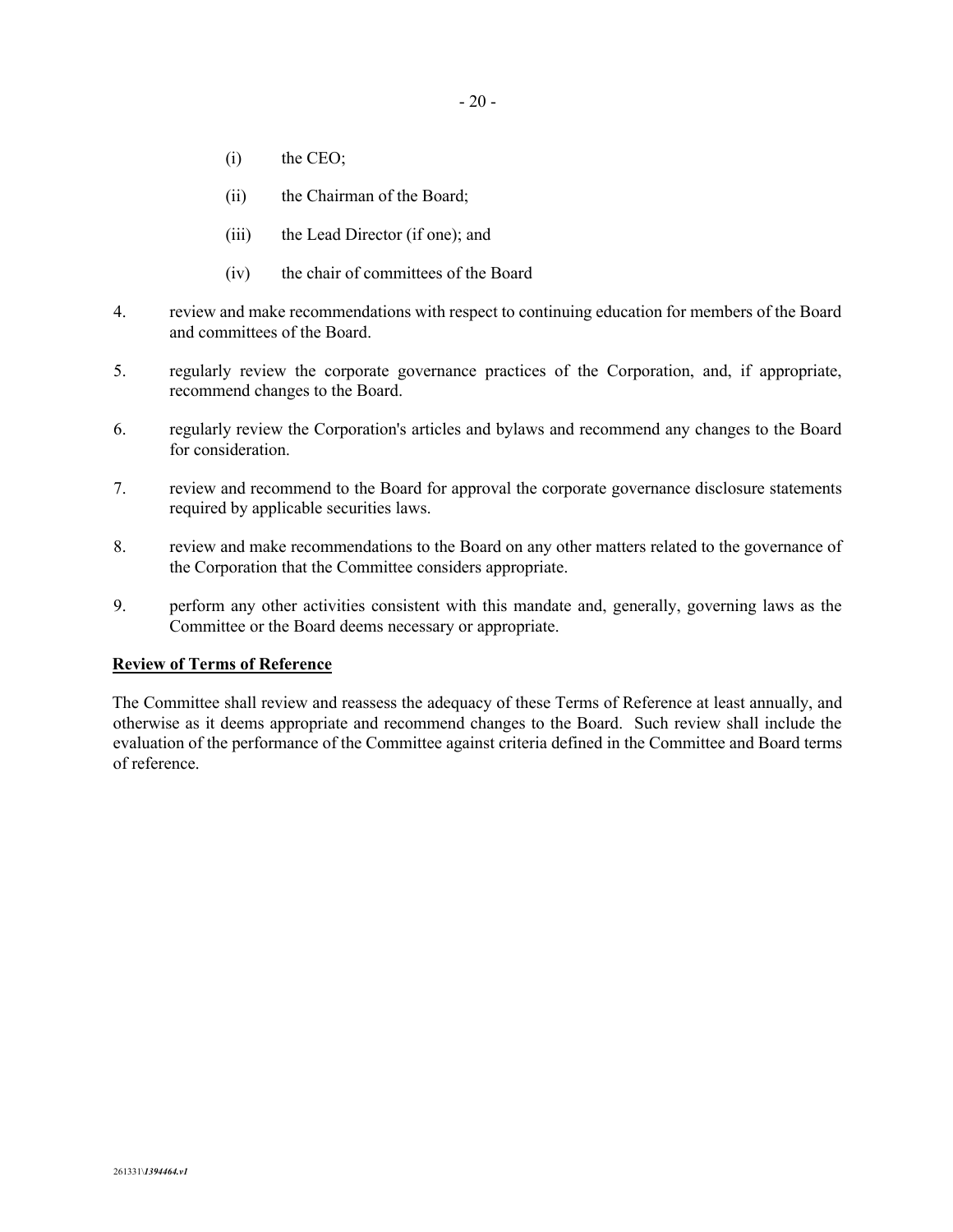(i) the CEO;

(ii) the Chairman of the Board;

(iii) the Lead Director (if one); and

(iv) the chair of committees of the Board

4. review and make recommendations with respect to continuing education for members of the Board and committees of the Board.

5. regularly review the corporate governance practices of the Corporation, and, if appropriate, recommend changes to the Board.

6. regularly review the Corporation's articles and bylaws and recommend any changes to the Board for consideration.

7. review and recommend to the Board for approval the corporate governance disclosure statements required by applicable securities laws.

8. review and make recommendations to the Board on any other matters related to the governance of the Corporation that the Committee considers appropriate.

9. perform any other activities consistent with this mandate and, generally, governing laws as the Committee or the Board deems necessary or appropriate.

**Review of Terms of Reference**

The Committee shall review and reassess the adequacy of these Terms of Reference at least annually, and otherwise as it deems appropriate and recommend changes to the Board. Such review shall include the evaluation of the performance of the Committee against criteria defined in the Committee and Board terms of reference.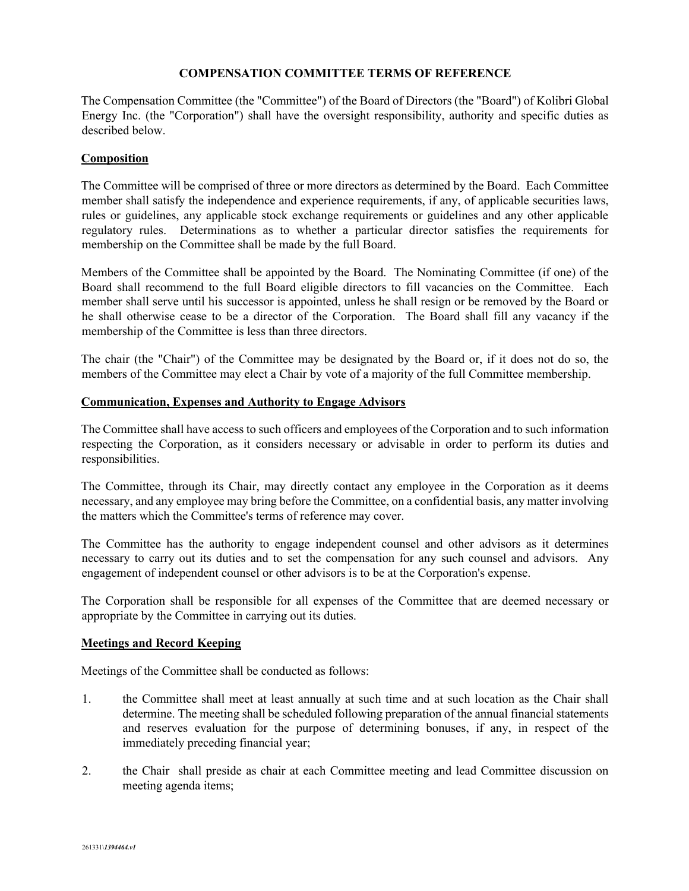# COMPENSATION COMMITTEE TERMS OF REFERENCE

The Compensation Committee (the "Committee") of the Board of Directors (the "Board") of Kolibri Global Energy Inc. (the "Corporation") shall have the oversight responsibility, authority and specific duties as described below.

## Composition

The Committee will be comprised of three or more directors as determined by the Board. Each Committee member shall satisfy the independence and experience requirements, if any, of applicable securities laws, rules or guidelines, any applicable stock exchange requirements or guidelines and any other applicable regulatory rules. Determinations as to whether a particular director satisfies the requirements for membership on the Committee shall be made by the full Board.

Members of the Committee shall be appointed by the Board. The Nominating Committee (if one) of the Board shall recommend to the full Board eligible directors to fill vacancies on the Committee. Each member shall serve until his successor is appointed, unless he shall resign or be removed by the Board or he shall otherwise cease to be a director of the Corporation. The Board shall fill any vacancy if the membership of the Committee is less than three directors.

The chair (the "Chair") of the Committee may be designated by the Board or, if it does not do so, the members of the Committee may elect a Chair by vote of a majority of the full Committee membership.

## Communication, Expenses and Authority to Engage Advisors

The Committee shall have access to such officers and employees of the Corporation and to such information respecting the Corporation, as it considers necessary or advisable in order to perform its duties and responsibilities.

The Committee, through its Chair, may directly contact any employee in the Corporation as it deems necessary, and any employee may bring before the Committee, on a confidential basis, any matter involving the matters which the Committee's terms of reference may cover.

The Committee has the authority to engage independent counsel and other advisors as it determines necessary to carry out its duties and to set the compensation for any such counsel and advisors. Any engagement of independent counsel or other advisors is to be at the Corporation's expense.

The Corporation shall be responsible for all expenses of the Committee that are deemed necessary or appropriate by the Committee in carrying out its duties.

## Meetings and Record Keeping

Meetings of the Committee shall be conducted as follows:

1. the Committee shall meet at least annually at such time and at such location as the Chair shall determine. The meeting shall be scheduled following preparation of the annual financial statements and reserves evaluation for the purpose of determining bonuses, if any, in respect of the immediately preceding financial year;
2. the Chair shall preside as chair at each Committee meeting and lead Committee discussion on meeting agenda items;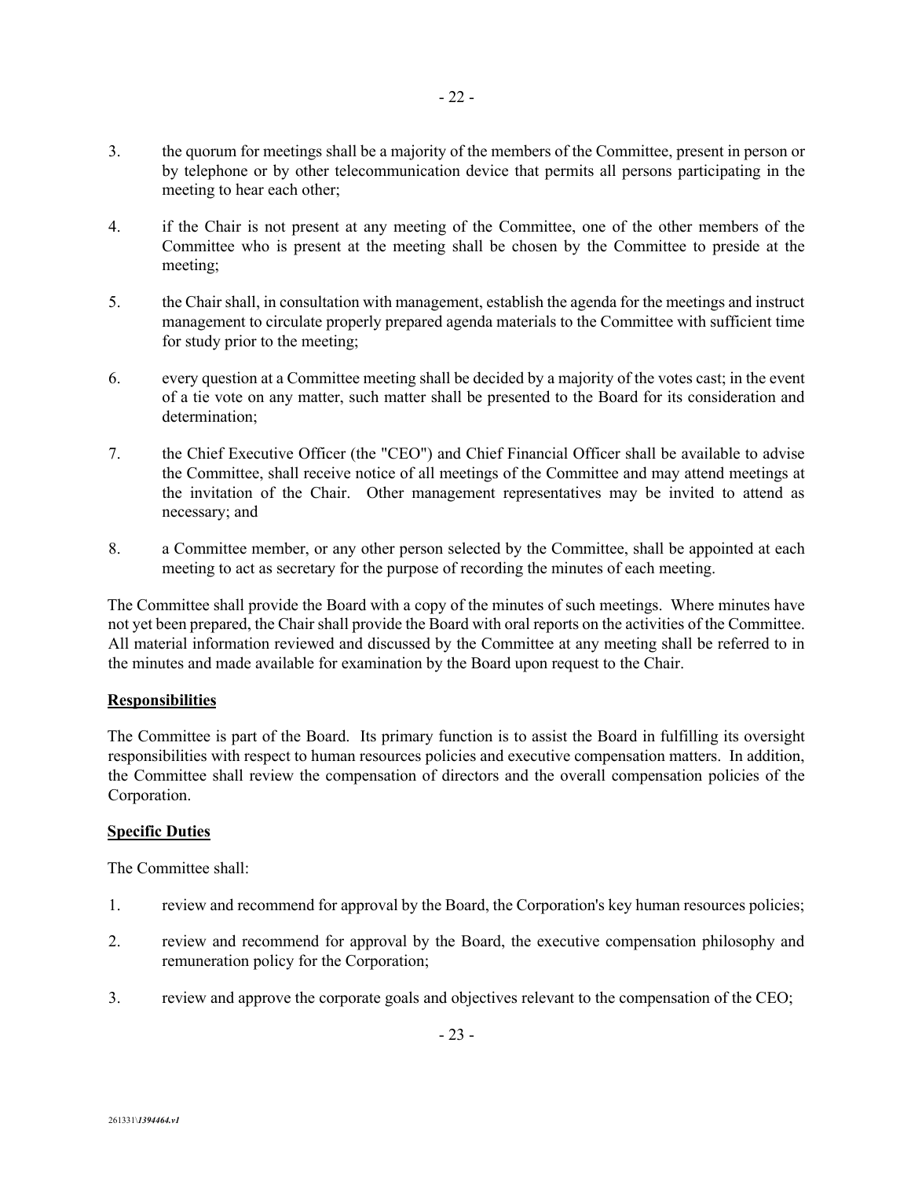3. the quorum for meetings shall be a majority of the members of the Committee, present in person or by telephone or by other telecommunication device that permits all persons participating in the meeting to hear each other;

4. if the Chair is not present at any meeting of the Committee, one of the other members of the Committee who is present at the meeting shall be chosen by the Committee to preside at the meeting;

5. the Chair shall, in consultation with management, establish the agenda for the meetings and instruct management to circulate properly prepared agenda materials to the Committee with sufficient time for study prior to the meeting;

6. every question at a Committee meeting shall be decided by a majority of the votes cast; in the event of a tie vote on any matter, such matter shall be presented to the Board for its consideration and determination;

7. the Chief Executive Officer (the "CEO") and Chief Financial Officer shall be available to advise the Committee, shall receive notice of all meetings of the Committee and may attend meetings at the invitation of the Chair. Other management representatives may be invited to attend as necessary; and

8. a Committee member, or any other person selected by the Committee, shall be appointed at each meeting to act as secretary for the purpose of recording the minutes of each meeting.

The Committee shall provide the Board with a copy of the minutes of such meetings. Where minutes have not yet been prepared, the Chair shall provide the Board with oral reports on the activities of the Committee. All material information reviewed and discussed by the Committee at any meeting shall be referred to in the minutes and made available for examination by the Board upon request to the Chair.

**Responsibilities**

The Committee is part of the Board. Its primary function is to assist the Board in fulfilling its oversight responsibilities with respect to human resources policies and executive compensation matters. In addition, the Committee shall review the compensation of directors and the overall compensation policies of the Corporation.

**Specific Duties**

The Committee shall:

1. review and recommend for approval by the Board, the Corporation's key human resources policies;

2. review and recommend for approval by the Board, the executive compensation philosophy and remuneration policy for the Corporation;

3. review and approve the corporate goals and objectives relevant to the compensation of the CEO;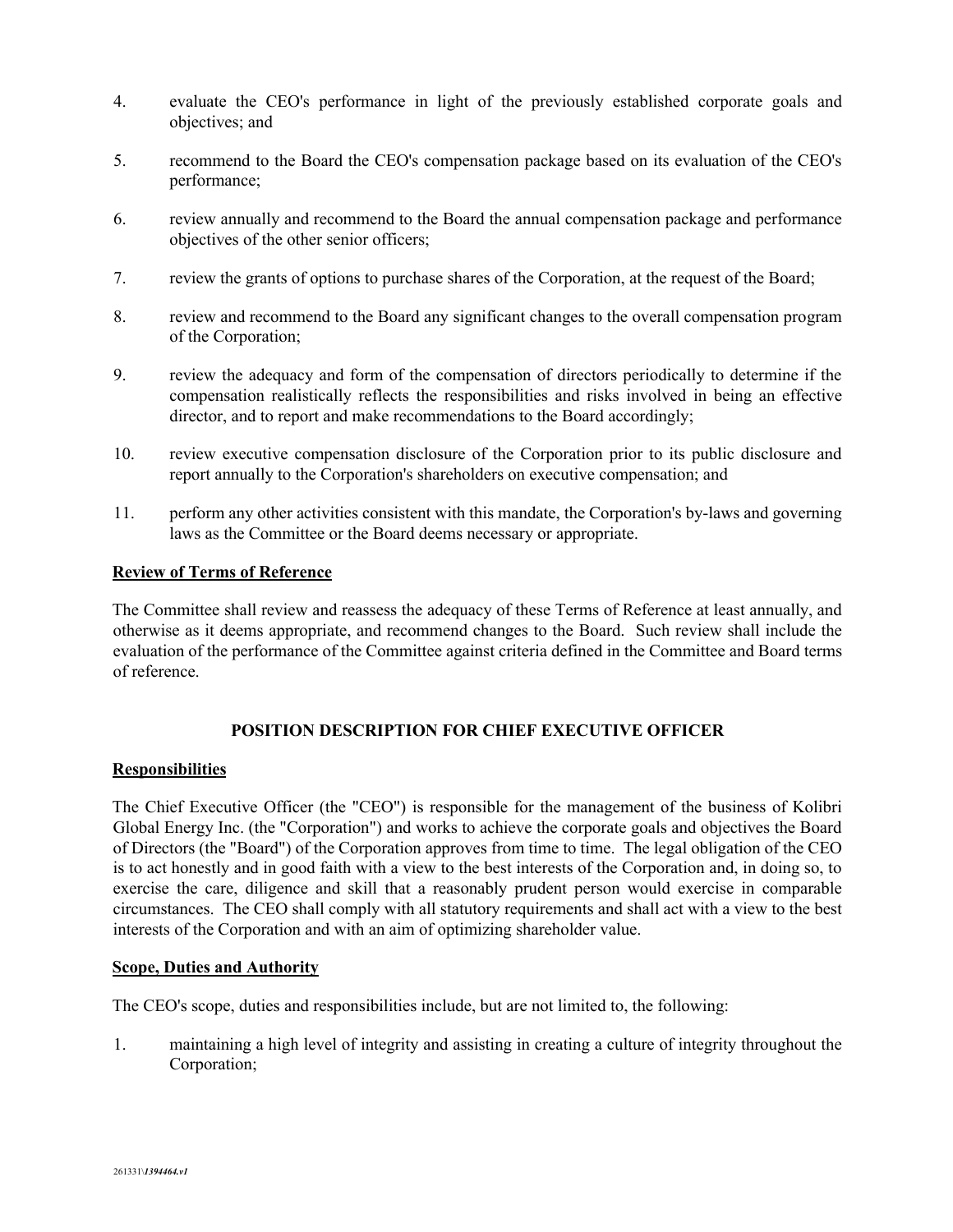4. evaluate the CEO's performance in light of the previously established corporate goals and objectives; and

5. recommend to the Board the CEO's compensation package based on its evaluation of the CEO's performance;

6. review annually and recommend to the Board the annual compensation package and performance objectives of the other senior officers;

7. review the grants of options to purchase shares of the Corporation, at the request of the Board;

8. review and recommend to the Board any significant changes to the overall compensation program of the Corporation;

9. review the adequacy and form of the compensation of directors periodically to determine if the compensation realistically reflects the responsibilities and risks involved in being an effective director, and to report and make recommendations to the Board accordingly;

10. review executive compensation disclosure of the Corporation prior to its public disclosure and report annually to the Corporation's shareholders on executive compensation; and

11. perform any other activities consistent with this mandate, the Corporation's by-laws and governing laws as the Committee or the Board deems necessary or appropriate.

**Review of Terms of Reference**

The Committee shall review and reassess the adequacy of these Terms of Reference at least annually, and otherwise as it deems appropriate, and recommend changes to the Board. Such review shall include the evaluation of the performance of the Committee against criteria defined in the Committee and Board terms of reference.

## POSITION DESCRIPTION FOR CHIEF EXECUTIVE OFFICER

**Responsibilities**

The Chief Executive Officer (the "CEO") is responsible for the management of the business of Kolibri Global Energy Inc. (the "Corporation") and works to achieve the corporate goals and objectives the Board of Directors (the "Board") of the Corporation approves from time to time. The legal obligation of the CEO is to act honestly and in good faith with a view to the best interests of the Corporation and, in doing so, to exercise the care, diligence and skill that a reasonably prudent person would exercise in comparable circumstances. The CEO shall comply with all statutory requirements and shall act with a view to the best interests of the Corporation and with an aim of optimizing shareholder value.

**Scope, Duties and Authority**

The CEO's scope, duties and responsibilities include, but are not limited to, the following:

1. maintaining a high level of integrity and assisting in creating a culture of integrity throughout the Corporation;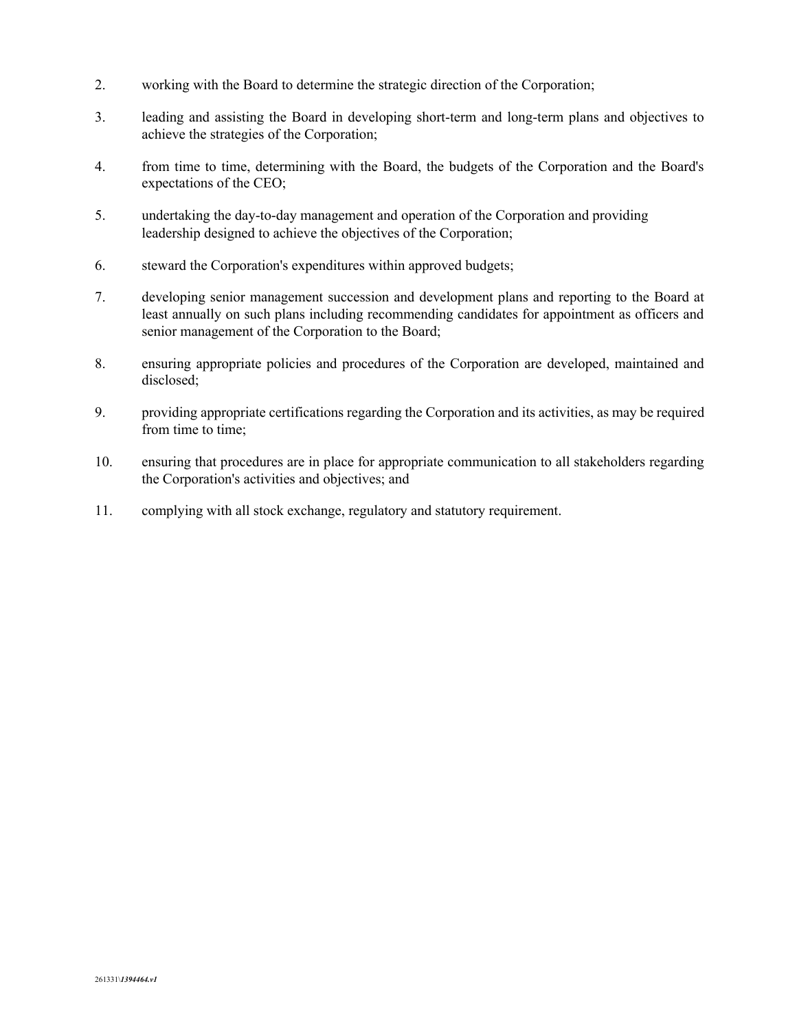2. working with the Board to determine the strategic direction of the Corporation;

3. leading and assisting the Board in developing short-term and long-term plans and objectives to achieve the strategies of the Corporation;

4. from time to time, determining with the Board, the budgets of the Corporation and the Board's expectations of the CEO;

5. undertaking the day-to-day management and operation of the Corporation and providing leadership designed to achieve the objectives of the Corporation;

6. steward the Corporation's expenditures within approved budgets;

7. developing senior management succession and development plans and reporting to the Board at least annually on such plans including recommending candidates for appointment as officers and senior management of the Corporation to the Board;

8. ensuring appropriate policies and procedures of the Corporation are developed, maintained and disclosed;

9. providing appropriate certifications regarding the Corporation and its activities, as may be required from time to time;

10. ensuring that procedures are in place for appropriate communication to all stakeholders regarding the Corporation's activities and objectives; and

11. complying with all stock exchange, regulatory and statutory requirement.

261331\*1394464.v1*